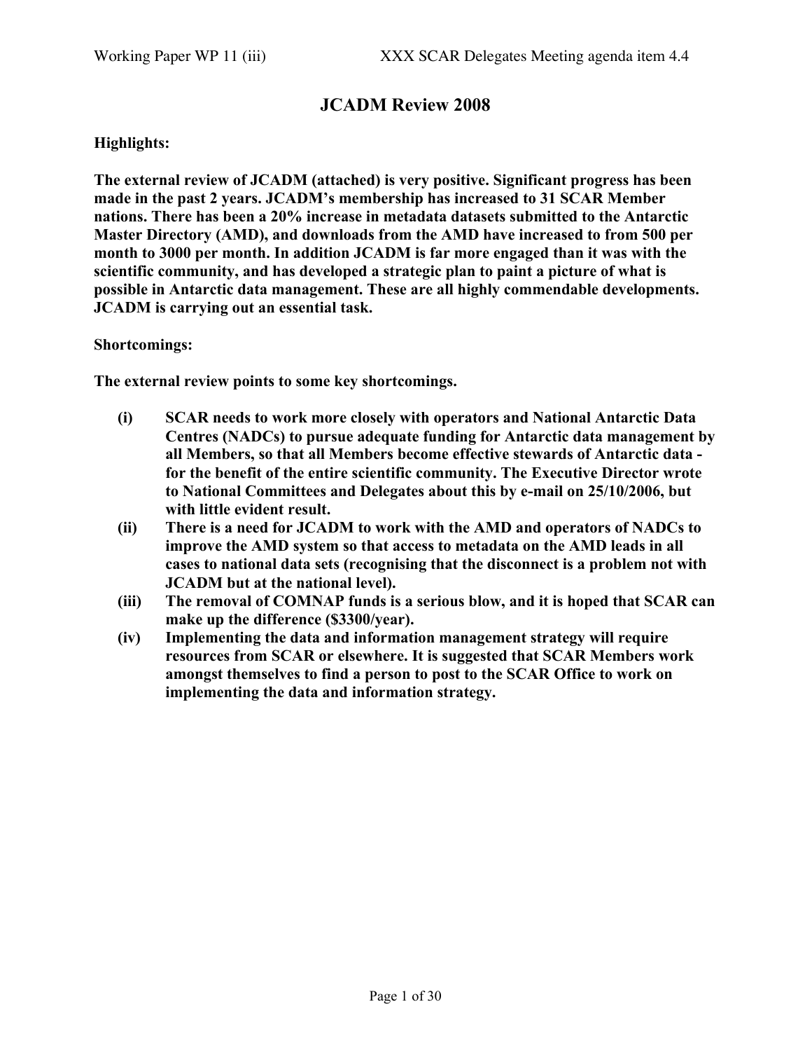# JCADM Review 2008

**Highlights:**

**The external review of JCADM (attached) is very positive. Significant progress has been made in the past 2 years. JCADM's membership has increased to 31 SCAR Member nations. There has been a 20% increase in metadata datasets submitted to the Antarctic Master Directory (AMD), and downloads from the AMD have increased to from 500 per month to 3000 per month. In addition JCADM is far more engaged than it was with the scientific community, and has developed a strategic plan to paint a picture of what is possible in Antarctic data management. These are all highly commendable developments. JCADM is carrying out an essential task.**

**Shortcomings:**

**The external review points to some key shortcomings.**

- **(i)** **SCAR needs to work more closely with operators and National Antarctic Data Centres (NADCs) to pursue adequate funding for Antarctic data management by all Members, so that all Members become effective stewards of Antarctic data - for the benefit of the entire scientific community. The Executive Director wrote to National Committees and Delegates about this by e-mail on 25/10/2006, but with little evident result.**
- **(ii)** **There is a need for JCADM to work with the AMD and operators of NADCs to improve the AMD system so that access to metadata on the AMD leads in all cases to national data sets (recognising that the disconnect is a problem not with JCADM but at the national level).**
- **(iii)** **The removal of COMNAP funds is a serious blow, and it is hoped that SCAR can make up the difference ($3300/year).**
- **(iv)** **Implementing the data and information management strategy will require resources from SCAR or elsewhere. It is suggested that SCAR Members work amongst themselves to find a person to post to the SCAR Office to work on implementing the data and information strategy.**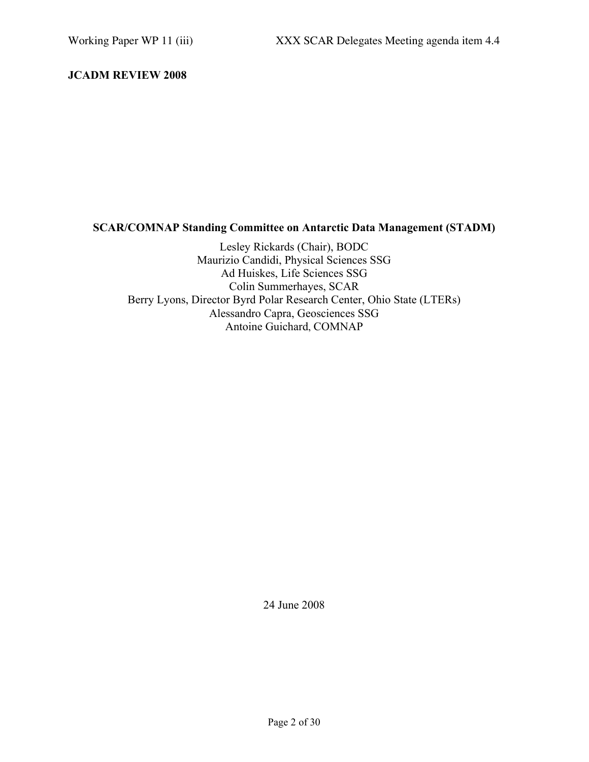**JCADM REVIEW 2008**

**SCAR/COMNAP Standing Committee on Antarctic Data Management (STADM)**

Lesley Rickards (Chair), BODC
Maurizio Candidi, Physical Sciences SSG
Ad Huiskes, Life Sciences SSG
Colin Summerhayes, SCAR
Berry Lyons, Director Byrd Polar Research Center, Ohio State (LTERs)
Alessandro Capra, Geosciences SSG
Antoine Guichard, COMNAP

24 June 2008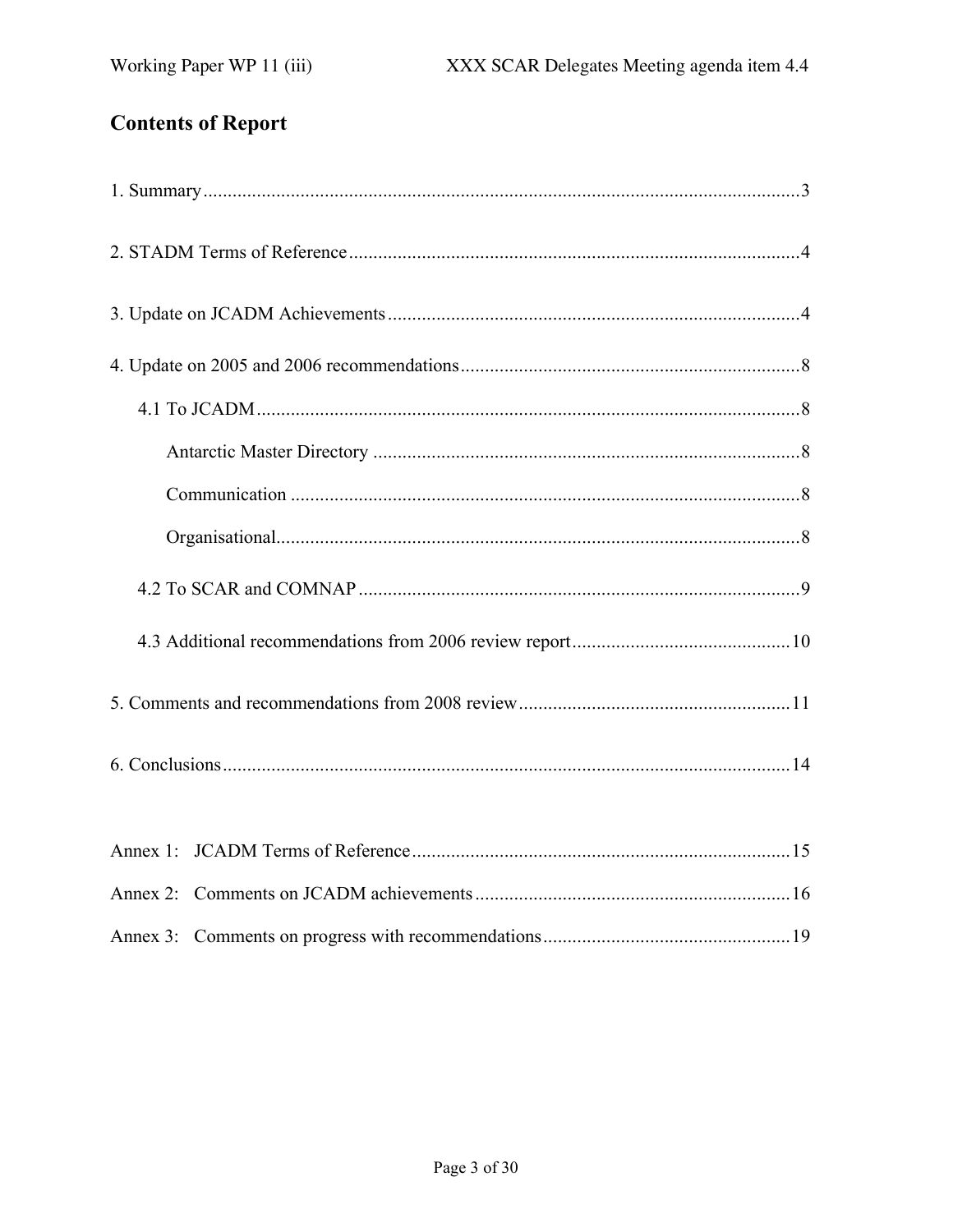## Contents of Report

1. Summary ....................................................................................................................... 3

2. STADM Terms of Reference ........................................................................................ 4

3. Update on JCADM Achievements ................................................................................. 4

4. Update on 2005 and 2006 recommendations ................................................................. 8

 4.1 To JCADM ............................................................................................................. 8

  Antarctic Master Directory ....................................................................................... 8

  Communication ....................................................................................................... 8

  Organisational .......................................................................................................... 8

 4.2 To SCAR and COMNAP ....................................................................................... 9

 4.3 Additional recommendations from 2006 review report ......................................... 10

5. Comments and recommendations from 2008 review .................................................... 11

6. Conclusions .................................................................................................................. 14

Annex 1: JCADM Terms of Reference ............................................................................ 15

Annex 2: Comments on JCADM achievements ............................................................... 16

Annex 3: Comments on progress with recommendations ................................................. 19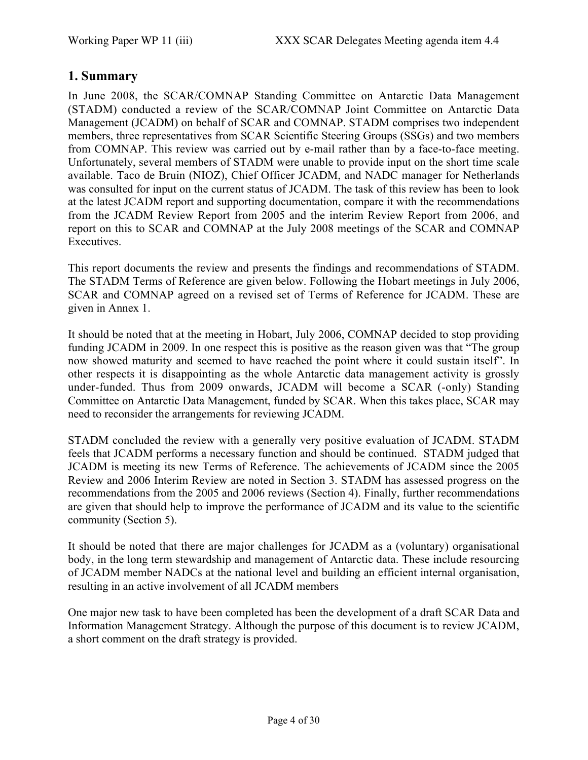## 1. Summary

In June 2008, the SCAR/COMNAP Standing Committee on Antarctic Data Management (STADM) conducted a review of the SCAR/COMNAP Joint Committee on Antarctic Data Management (JCADM) on behalf of SCAR and COMNAP. STADM comprises two independent members, three representatives from SCAR Scientific Steering Groups (SSGs) and two members from COMNAP. This review was carried out by e-mail rather than by a face-to-face meeting. Unfortunately, several members of STADM were unable to provide input on the short time scale available. Taco de Bruin (NIOZ), Chief Officer JCADM, and NADC manager for Netherlands was consulted for input on the current status of JCADM. The task of this review has been to look at the latest JCADM report and supporting documentation, compare it with the recommendations from the JCADM Review Report from 2005 and the interim Review Report from 2006, and report on this to SCAR and COMNAP at the July 2008 meetings of the SCAR and COMNAP Executives.

This report documents the review and presents the findings and recommendations of STADM. The STADM Terms of Reference are given below. Following the Hobart meetings in July 2006, SCAR and COMNAP agreed on a revised set of Terms of Reference for JCADM. These are given in Annex 1.

It should be noted that at the meeting in Hobart, July 2006, COMNAP decided to stop providing funding JCADM in 2009. In one respect this is positive as the reason given was that "The group now showed maturity and seemed to have reached the point where it could sustain itself". In other respects it is disappointing as the whole Antarctic data management activity is grossly under-funded. Thus from 2009 onwards, JCADM will become a SCAR (-only) Standing Committee on Antarctic Data Management, funded by SCAR. When this takes place, SCAR may need to reconsider the arrangements for reviewing JCADM.

STADM concluded the review with a generally very positive evaluation of JCADM. STADM feels that JCADM performs a necessary function and should be continued. STADM judged that JCADM is meeting its new Terms of Reference. The achievements of JCADM since the 2005 Review and 2006 Interim Review are noted in Section 3. STADM has assessed progress on the recommendations from the 2005 and 2006 reviews (Section 4). Finally, further recommendations are given that should help to improve the performance of JCADM and its value to the scientific community (Section 5).

It should be noted that there are major challenges for JCADM as a (voluntary) organisational body, in the long term stewardship and management of Antarctic data. These include resourcing of JCADM member NADCs at the national level and building an efficient internal organisation, resulting in an active involvement of all JCADM members

One major new task to have been completed has been the development of a draft SCAR Data and Information Management Strategy. Although the purpose of this document is to review JCADM, a short comment on the draft strategy is provided.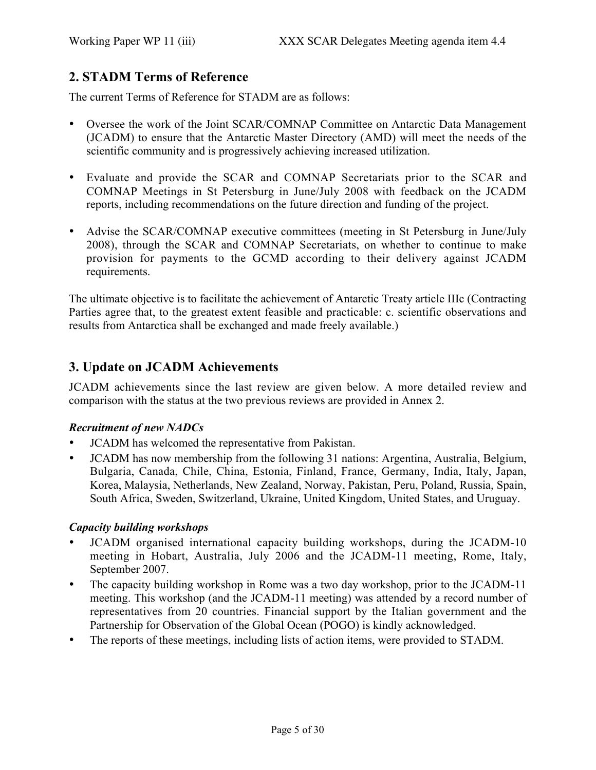## 2. STADM Terms of Reference

The current Terms of Reference for STADM are as follows:

- Oversee the work of the Joint SCAR/COMNAP Committee on Antarctic Data Management (JCADM) to ensure that the Antarctic Master Directory (AMD) will meet the needs of the scientific community and is progressively achieving increased utilization.
- Evaluate and provide the SCAR and COMNAP Secretariats prior to the SCAR and COMNAP Meetings in St Petersburg in June/July 2008 with feedback on the JCADM reports, including recommendations on the future direction and funding of the project.
- Advise the SCAR/COMNAP executive committees (meeting in St Petersburg in June/July 2008), through the SCAR and COMNAP Secretariats, on whether to continue to make provision for payments to the GCMD according to their delivery against JCADM requirements.

The ultimate objective is to facilitate the achievement of Antarctic Treaty article IIIc (Contracting Parties agree that, to the greatest extent feasible and practicable: c. scientific observations and results from Antarctica shall be exchanged and made freely available.)

## 3. Update on JCADM Achievements

JCADM achievements since the last review are given below. A more detailed review and comparison with the status at the two previous reviews are provided in Annex 2.

### *Recruitment of new NADCs*

- JCADM has welcomed the representative from Pakistan.
- JCADM has now membership from the following 31 nations: Argentina, Australia, Belgium, Bulgaria, Canada, Chile, China, Estonia, Finland, France, Germany, India, Italy, Japan, Korea, Malaysia, Netherlands, New Zealand, Norway, Pakistan, Peru, Poland, Russia, Spain, South Africa, Sweden, Switzerland, Ukraine, United Kingdom, United States, and Uruguay.

### *Capacity building workshops*

- JCADM organised international capacity building workshops, during the JCADM-10 meeting in Hobart, Australia, July 2006 and the JCADM-11 meeting, Rome, Italy, September 2007.
- The capacity building workshop in Rome was a two day workshop, prior to the JCADM-11 meeting. This workshop (and the JCADM-11 meeting) was attended by a record number of representatives from 20 countries. Financial support by the Italian government and the Partnership for Observation of the Global Ocean (POGO) is kindly acknowledged.
- The reports of these meetings, including lists of action items, were provided to STADM.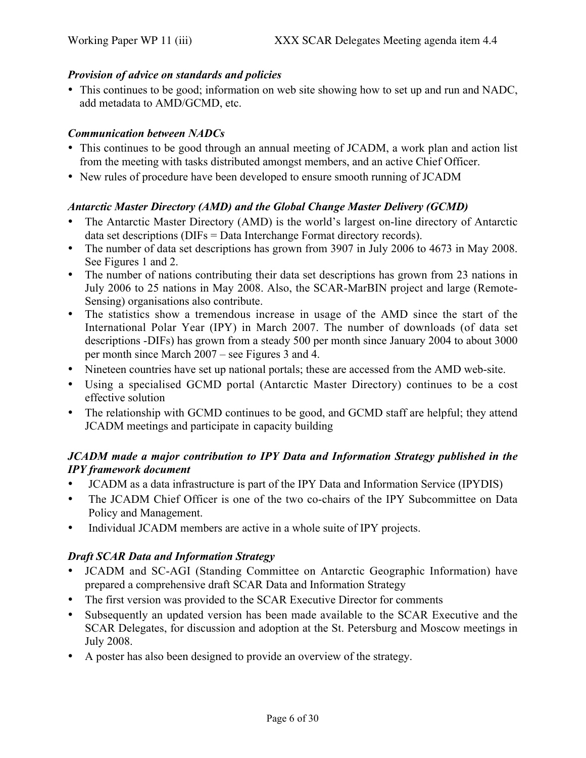***Provision of advice on standards and policies***

- This continues to be good; information on web site showing how to set up and run and NADC, add metadata to AMD/GCMD, etc.

***Communication between NADCs***

- This continues to be good through an annual meeting of JCADM, a work plan and action list from the meeting with tasks distributed amongst members, and an active Chief Officer.
- New rules of procedure have been developed to ensure smooth running of JCADM

***Antarctic Master Directory (AMD) and the Global Change Master Delivery (GCMD)***

- The Antarctic Master Directory (AMD) is the world's largest on-line directory of Antarctic data set descriptions (DIFs = Data Interchange Format directory records).
- The number of data set descriptions has grown from 3907 in July 2006 to 4673 in May 2008. See Figures 1 and 2.
- The number of nations contributing their data set descriptions has grown from 23 nations in July 2006 to 25 nations in May 2008. Also, the SCAR-MarBIN project and large (Remote-Sensing) organisations also contribute.
- The statistics show a tremendous increase in usage of the AMD since the start of the International Polar Year (IPY) in March 2007. The number of downloads (of data set descriptions -DIFs) has grown from a steady 500 per month since January 2004 to about 3000 per month since March 2007 – see Figures 3 and 4.
- Nineteen countries have set up national portals; these are accessed from the AMD web-site.
- Using a specialised GCMD portal (Antarctic Master Directory) continues to be a cost effective solution
- The relationship with GCMD continues to be good, and GCMD staff are helpful; they attend JCADM meetings and participate in capacity building

***JCADM made a major contribution to IPY Data and Information Strategy published in the IPY framework document***

- JCADM as a data infrastructure is part of the IPY Data and Information Service (IPYDIS)
- The JCADM Chief Officer is one of the two co-chairs of the IPY Subcommittee on Data Policy and Management.
- Individual JCADM members are active in a whole suite of IPY projects.

***Draft SCAR Data and Information Strategy***

- JCADM and SC-AGI (Standing Committee on Antarctic Geographic Information) have prepared a comprehensive draft SCAR Data and Information Strategy
- The first version was provided to the SCAR Executive Director for comments
- Subsequently an updated version has been made available to the SCAR Executive and the SCAR Delegates, for discussion and adoption at the St. Petersburg and Moscow meetings in July 2008.
- A poster has also been designed to provide an overview of the strategy.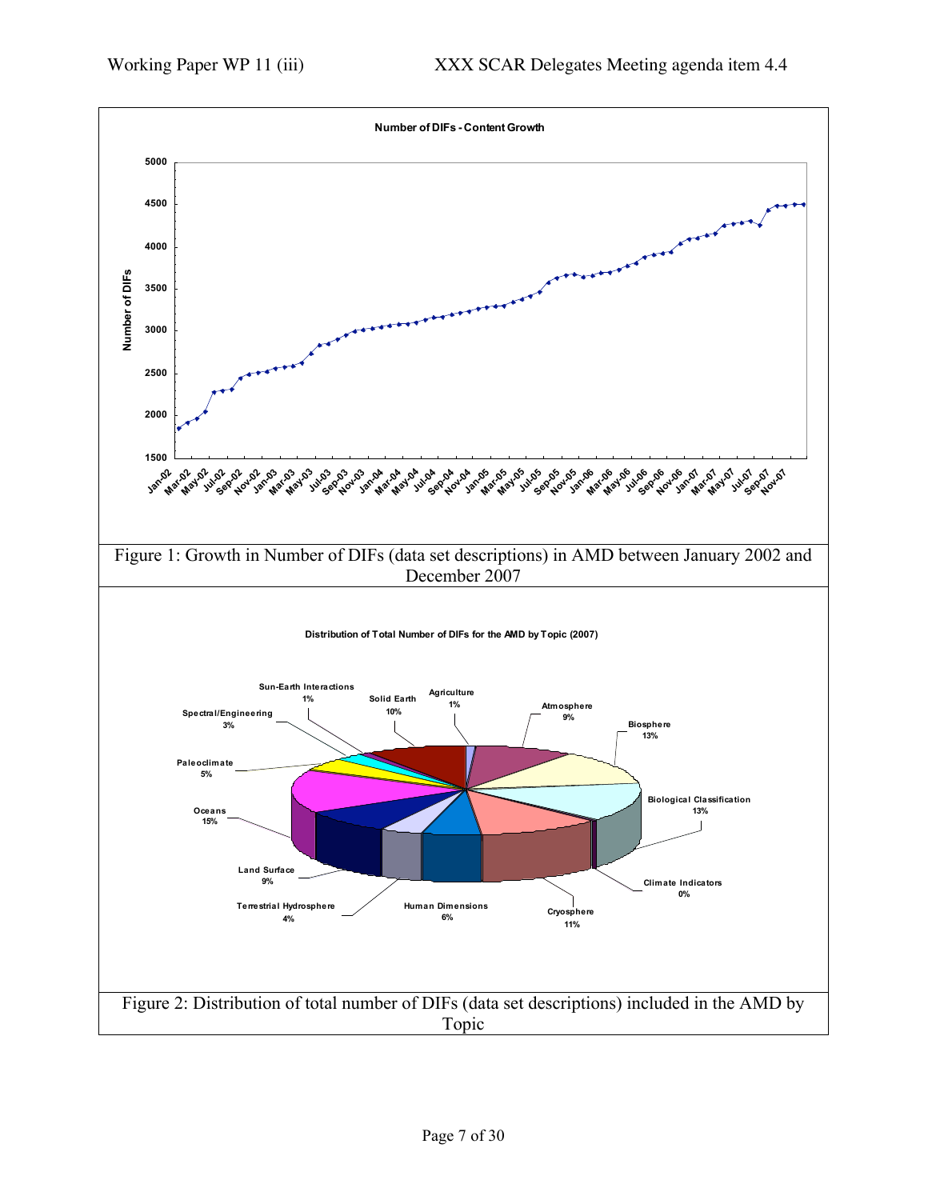Figure 1: Growth in Number of DIFs (data set descriptions) in AMD between January 2002 and December 2007

Figure 2: Distribution of total number of DIFs (data set descriptions) included in the AMD by Topic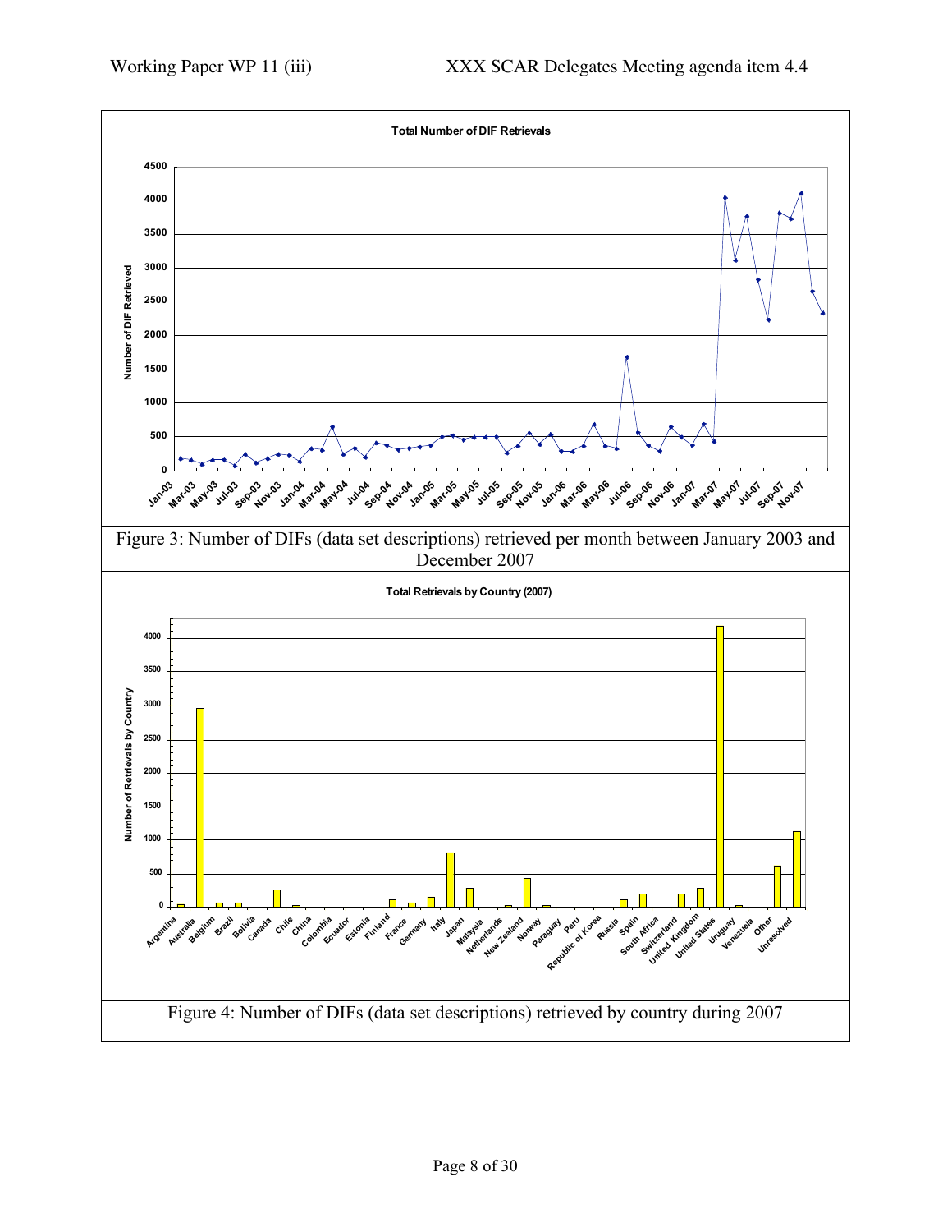Figure 3: Number of DIFs (data set descriptions) retrieved per month between January 2003 and December 2007

Figure 4: Number of DIFs (data set descriptions) retrieved by country during 2007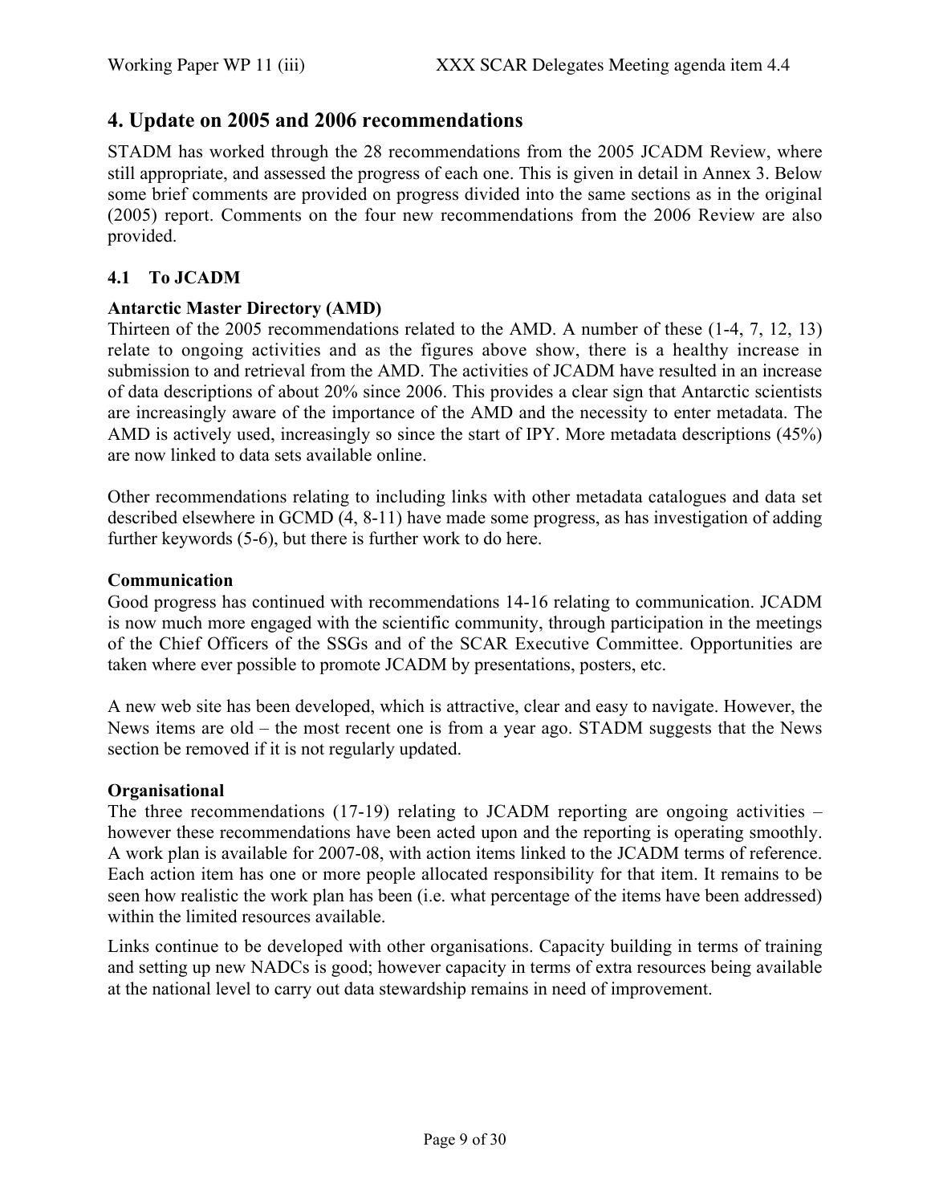## 4. Update on 2005 and 2006 recommendations

STADM has worked through the 28 recommendations from the 2005 JCADM Review, where still appropriate, and assessed the progress of each one. This is given in detail in Annex 3. Below some brief comments are provided on progress divided into the same sections as in the original (2005) report. Comments on the four new recommendations from the 2006 Review are also provided.

### 4.1 To JCADM

**Antarctic Master Directory (AMD)**

Thirteen of the 2005 recommendations related to the AMD. A number of these (1-4, 7, 12, 13) relate to ongoing activities and as the figures above show, there is a healthy increase in submission to and retrieval from the AMD. The activities of JCADM have resulted in an increase of data descriptions of about 20% since 2006. This provides a clear sign that Antarctic scientists are increasingly aware of the importance of the AMD and the necessity to enter metadata. The AMD is actively used, increasingly so since the start of IPY. More metadata descriptions (45%) are now linked to data sets available online.

Other recommendations relating to including links with other metadata catalogues and data set described elsewhere in GCMD (4, 8-11) have made some progress, as has investigation of adding further keywords (5-6), but there is further work to do here.

**Communication**

Good progress has continued with recommendations 14-16 relating to communication. JCADM is now much more engaged with the scientific community, through participation in the meetings of the Chief Officers of the SSGs and of the SCAR Executive Committee. Opportunities are taken where ever possible to promote JCADM by presentations, posters, etc.

A new web site has been developed, which is attractive, clear and easy to navigate. However, the News items are old – the most recent one is from a year ago. STADM suggests that the News section be removed if it is not regularly updated.

**Organisational**

The three recommendations (17-19) relating to JCADM reporting are ongoing activities – however these recommendations have been acted upon and the reporting is operating smoothly. A work plan is available for 2007-08, with action items linked to the JCADM terms of reference. Each action item has one or more people allocated responsibility for that item. It remains to be seen how realistic the work plan has been (i.e. what percentage of the items have been addressed) within the limited resources available.

Links continue to be developed with other organisations. Capacity building in terms of training and setting up new NADCs is good; however capacity in terms of extra resources being available at the national level to carry out data stewardship remains in need of improvement.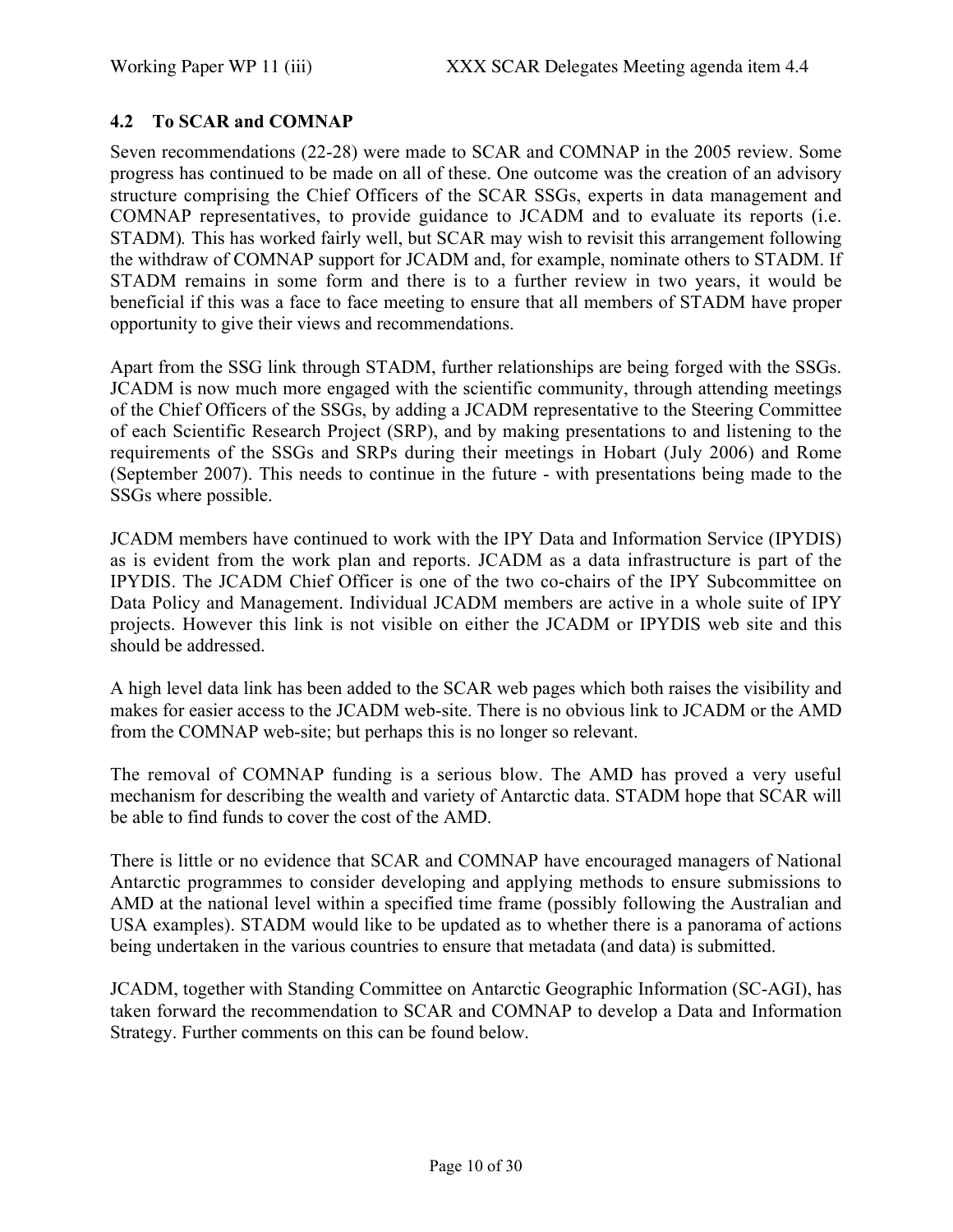### 4.2 To SCAR and COMNAP

Seven recommendations (22-28) were made to SCAR and COMNAP in the 2005 review. Some progress has continued to be made on all of these. One outcome was the creation of an advisory structure comprising the Chief Officers of the SCAR SSGs, experts in data management and COMNAP representatives, to provide guidance to JCADM and to evaluate its reports (i.e. STADM). This has worked fairly well, but SCAR may wish to revisit this arrangement following the withdraw of COMNAP support for JCADM and, for example, nominate others to STADM. If STADM remains in some form and there is to a further review in two years, it would be beneficial if this was a face to face meeting to ensure that all members of STADM have proper opportunity to give their views and recommendations.

Apart from the SSG link through STADM, further relationships are being forged with the SSGs. JCADM is now much more engaged with the scientific community, through attending meetings of the Chief Officers of the SSGs, by adding a JCADM representative to the Steering Committee of each Scientific Research Project (SRP), and by making presentations to and listening to the requirements of the SSGs and SRPs during their meetings in Hobart (July 2006) and Rome (September 2007). This needs to continue in the future - with presentations being made to the SSGs where possible.

JCADM members have continued to work with the IPY Data and Information Service (IPYDIS) as is evident from the work plan and reports. JCADM as a data infrastructure is part of the IPYDIS. The JCADM Chief Officer is one of the two co-chairs of the IPY Subcommittee on Data Policy and Management. Individual JCADM members are active in a whole suite of IPY projects. However this link is not visible on either the JCADM or IPYDIS web site and this should be addressed.

A high level data link has been added to the SCAR web pages which both raises the visibility and makes for easier access to the JCADM web-site. There is no obvious link to JCADM or the AMD from the COMNAP web-site; but perhaps this is no longer so relevant.

The removal of COMNAP funding is a serious blow. The AMD has proved a very useful mechanism for describing the wealth and variety of Antarctic data. STADM hope that SCAR will be able to find funds to cover the cost of the AMD.

There is little or no evidence that SCAR and COMNAP have encouraged managers of National Antarctic programmes to consider developing and applying methods to ensure submissions to AMD at the national level within a specified time frame (possibly following the Australian and USA examples). STADM would like to be updated as to whether there is a panorama of actions being undertaken in the various countries to ensure that metadata (and data) is submitted.

JCADM, together with Standing Committee on Antarctic Geographic Information (SC-AGI), has taken forward the recommendation to SCAR and COMNAP to develop a Data and Information Strategy. Further comments on this can be found below.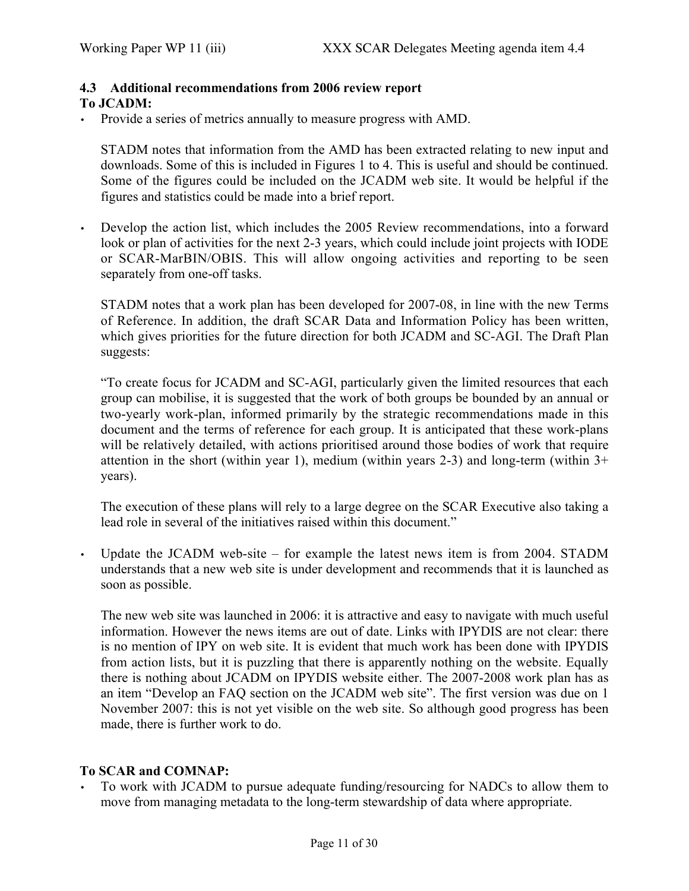### 4.3 Additional recommendations from 2006 review report

**To JCADM:**

- Provide a series of metrics annually to measure progress with AMD.

  STADM notes that information from the AMD has been extracted relating to new input and downloads. Some of this is included in Figures 1 to 4. This is useful and should be continued. Some of the figures could be included on the JCADM web site. It would be helpful if the figures and statistics could be made into a brief report.

- Develop the action list, which includes the 2005 Review recommendations, into a forward look or plan of activities for the next 2-3 years, which could include joint projects with IODE or SCAR-MarBIN/OBIS. This will allow ongoing activities and reporting to be seen separately from one-off tasks.

  STADM notes that a work plan has been developed for 2007-08, in line with the new Terms of Reference. In addition, the draft SCAR Data and Information Policy has been written, which gives priorities for the future direction for both JCADM and SC-AGI. The Draft Plan suggests:

  "To create focus for JCADM and SC-AGI, particularly given the limited resources that each group can mobilise, it is suggested that the work of both groups be bounded by an annual or two-yearly work-plan, informed primarily by the strategic recommendations made in this document and the terms of reference for each group. It is anticipated that these work-plans will be relatively detailed, with actions prioritised around those bodies of work that require attention in the short (within year 1), medium (within years 2-3) and long-term (within 3+ years).

  The execution of these plans will rely to a large degree on the SCAR Executive also taking a lead role in several of the initiatives raised within this document."

- Update the JCADM web-site – for example the latest news item is from 2004. STADM understands that a new web site is under development and recommends that it is launched as soon as possible.

  The new web site was launched in 2006: it is attractive and easy to navigate with much useful information. However the news items are out of date. Links with IPYDIS are not clear: there is no mention of IPY on web site. It is evident that much work has been done with IPYDIS from action lists, but it is puzzling that there is apparently nothing on the website. Equally there is nothing about JCADM on IPYDIS website either. The 2007-2008 work plan has as an item "Develop an FAQ section on the JCADM web site". The first version was due on 1 November 2007: this is not yet visible on the web site. So although good progress has been made, there is further work to do.

**To SCAR and COMNAP:**

- To work with JCADM to pursue adequate funding/resourcing for NADCs to allow them to move from managing metadata to the long-term stewardship of data where appropriate.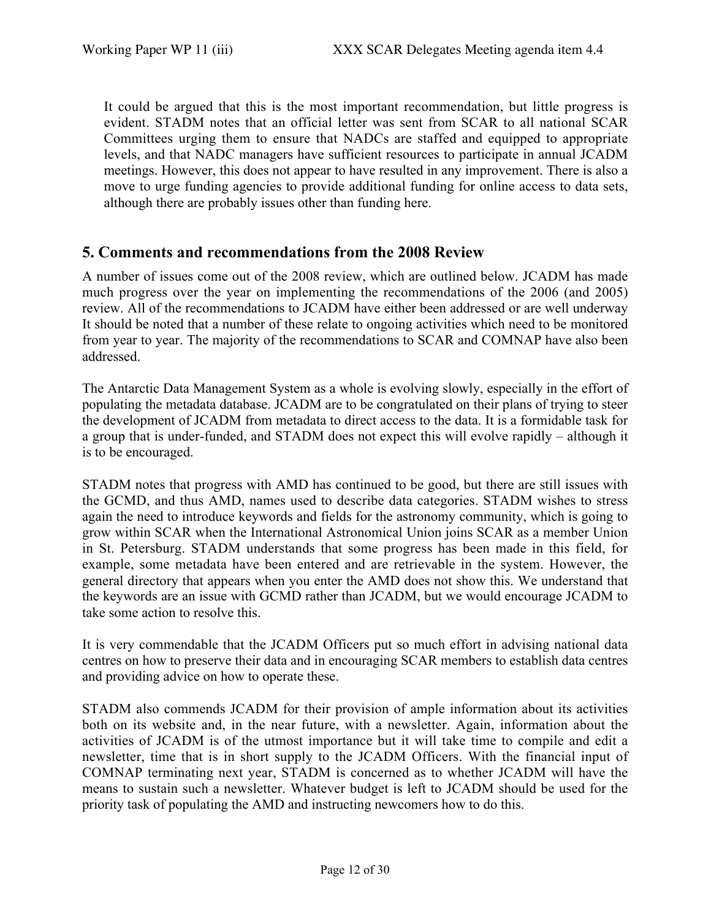It could be argued that this is the most important recommendation, but little progress is evident. STADM notes that an official letter was sent from SCAR to all national SCAR Committees urging them to ensure that NADCs are staffed and equipped to appropriate levels, and that NADC managers have sufficient resources to participate in annual JCADM meetings. However, this does not appear to have resulted in any improvement. There is also a move to urge funding agencies to provide additional funding for online access to data sets, although there are probably issues other than funding here.

## 5. Comments and recommendations from the 2008 Review

A number of issues come out of the 2008 review, which are outlined below. JCADM has made much progress over the year on implementing the recommendations of the 2006 (and 2005) review. All of the recommendations to JCADM have either been addressed or are well underway It should be noted that a number of these relate to ongoing activities which need to be monitored from year to year. The majority of the recommendations to SCAR and COMNAP have also been addressed.

The Antarctic Data Management System as a whole is evolving slowly, especially in the effort of populating the metadata database. JCADM are to be congratulated on their plans of trying to steer the development of JCADM from metadata to direct access to the data. It is a formidable task for a group that is under-funded, and STADM does not expect this will evolve rapidly – although it is to be encouraged.

STADM notes that progress with AMD has continued to be good, but there are still issues with the GCMD, and thus AMD, names used to describe data categories. STADM wishes to stress again the need to introduce keywords and fields for the astronomy community, which is going to grow within SCAR when the International Astronomical Union joins SCAR as a member Union in St. Petersburg. STADM understands that some progress has been made in this field, for example, some metadata have been entered and are retrievable in the system. However, the general directory that appears when you enter the AMD does not show this. We understand that the keywords are an issue with GCMD rather than JCADM, but we would encourage JCADM to take some action to resolve this.

It is very commendable that the JCADM Officers put so much effort in advising national data centres on how to preserve their data and in encouraging SCAR members to establish data centres and providing advice on how to operate these.

STADM also commends JCADM for their provision of ample information about its activities both on its website and, in the near future, with a newsletter. Again, information about the activities of JCADM is of the utmost importance but it will take time to compile and edit a newsletter, time that is in short supply to the JCADM Officers. With the financial input of COMNAP terminating next year, STADM is concerned as to whether JCADM will have the means to sustain such a newsletter. Whatever budget is left to JCADM should be used for the priority task of populating the AMD and instructing newcomers how to do this.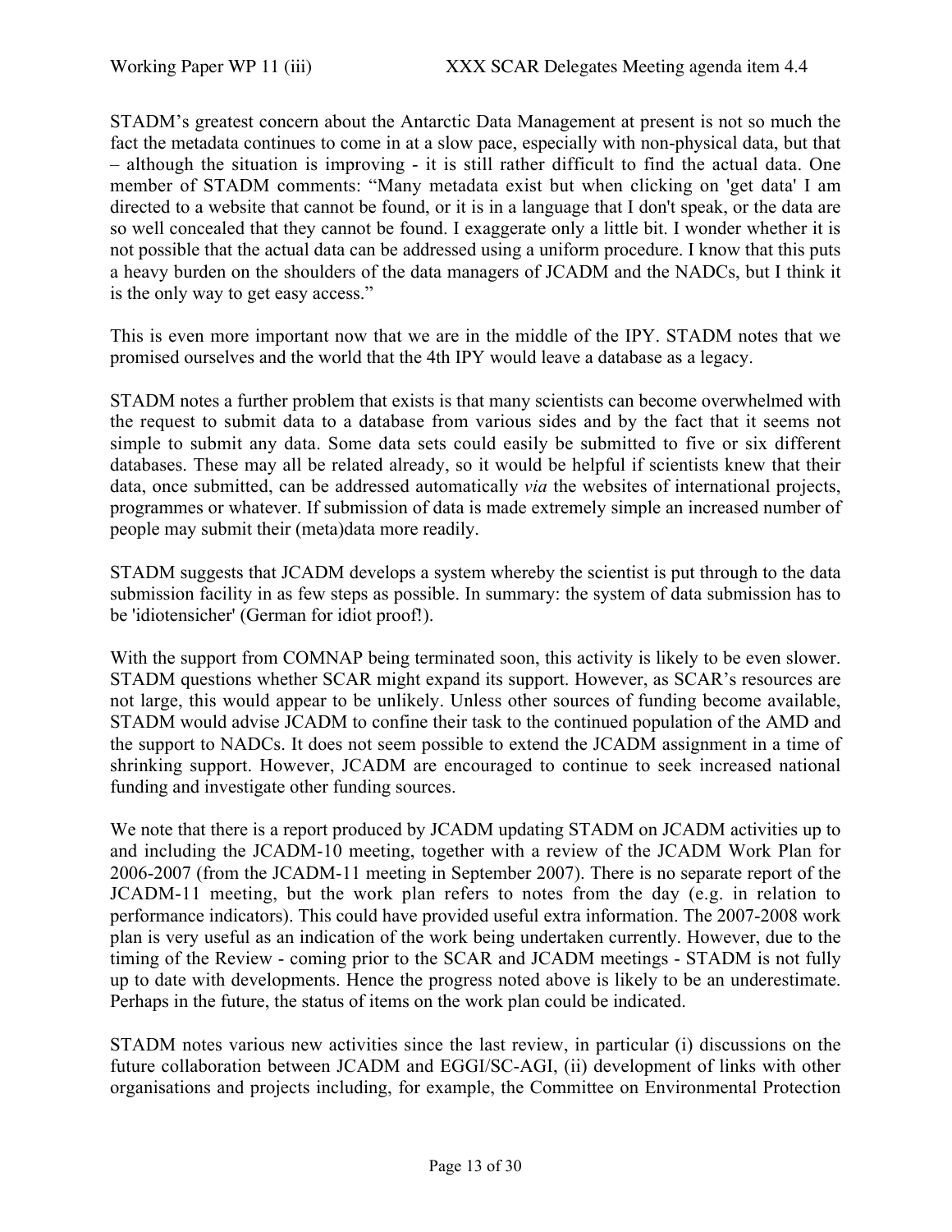STADM's greatest concern about the Antarctic Data Management at present is not so much the fact the metadata continues to come in at a slow pace, especially with non-physical data, but that – although the situation is improving - it is still rather difficult to find the actual data. One member of STADM comments: "Many metadata exist but when clicking on 'get data' I am directed to a website that cannot be found, or it is in a language that I don't speak, or the data are so well concealed that they cannot be found. I exaggerate only a little bit. I wonder whether it is not possible that the actual data can be addressed using a uniform procedure. I know that this puts a heavy burden on the shoulders of the data managers of JCADM and the NADCs, but I think it is the only way to get easy access."

This is even more important now that we are in the middle of the IPY. STADM notes that we promised ourselves and the world that the 4th IPY would leave a database as a legacy.

STADM notes a further problem that exists is that many scientists can become overwhelmed with the request to submit data to a database from various sides and by the fact that it seems not simple to submit any data. Some data sets could easily be submitted to five or six different databases. These may all be related already, so it would be helpful if scientists knew that their data, once submitted, can be addressed automatically *via* the websites of international projects, programmes or whatever. If submission of data is made extremely simple an increased number of people may submit their (meta)data more readily.

STADM suggests that JCADM develops a system whereby the scientist is put through to the data submission facility in as few steps as possible. In summary: the system of data submission has to be 'idiotensicher' (German for idiot proof!).

With the support from COMNAP being terminated soon, this activity is likely to be even slower. STADM questions whether SCAR might expand its support. However, as SCAR's resources are not large, this would appear to be unlikely. Unless other sources of funding become available, STADM would advise JCADM to confine their task to the continued population of the AMD and the support to NADCs. It does not seem possible to extend the JCADM assignment in a time of shrinking support. However, JCADM are encouraged to continue to seek increased national funding and investigate other funding sources.

We note that there is a report produced by JCADM updating STADM on JCADM activities up to and including the JCADM-10 meeting, together with a review of the JCADM Work Plan for 2006-2007 (from the JCADM-11 meeting in September 2007). There is no separate report of the JCADM-11 meeting, but the work plan refers to notes from the day (e.g. in relation to performance indicators). This could have provided useful extra information. The 2007-2008 work plan is very useful as an indication of the work being undertaken currently. However, due to the timing of the Review - coming prior to the SCAR and JCADM meetings - STADM is not fully up to date with developments. Hence the progress noted above is likely to be an underestimate. Perhaps in the future, the status of items on the work plan could be indicated.

STADM notes various new activities since the last review, in particular (i) discussions on the future collaboration between JCADM and EGGI/SC-AGI, (ii) development of links with other organisations and projects including, for example, the Committee on Environmental Protection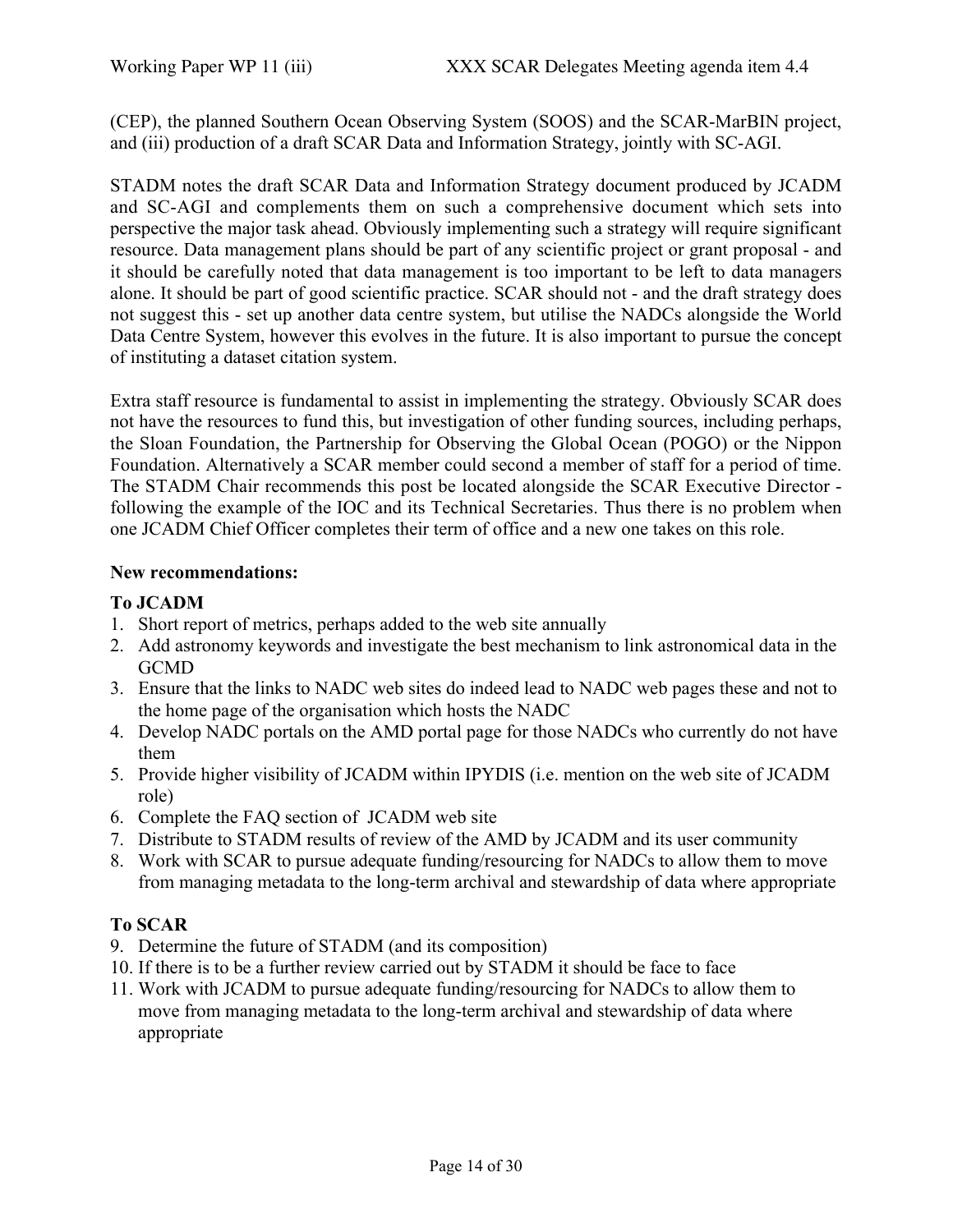(CEP), the planned Southern Ocean Observing System (SOOS) and the SCAR-MarBIN project, and (iii) production of a draft SCAR Data and Information Strategy, jointly with SC-AGI.

STADM notes the draft SCAR Data and Information Strategy document produced by JCADM and SC-AGI and complements them on such a comprehensive document which sets into perspective the major task ahead. Obviously implementing such a strategy will require significant resource. Data management plans should be part of any scientific project or grant proposal - and it should be carefully noted that data management is too important to be left to data managers alone. It should be part of good scientific practice. SCAR should not - and the draft strategy does not suggest this - set up another data centre system, but utilise the NADCs alongside the World Data Centre System, however this evolves in the future. It is also important to pursue the concept of instituting a dataset citation system.

Extra staff resource is fundamental to assist in implementing the strategy. Obviously SCAR does not have the resources to fund this, but investigation of other funding sources, including perhaps, the Sloan Foundation, the Partnership for Observing the Global Ocean (POGO) or the Nippon Foundation. Alternatively a SCAR member could second a member of staff for a period of time. The STADM Chair recommends this post be located alongside the SCAR Executive Director - following the example of the IOC and its Technical Secretaries. Thus there is no problem when one JCADM Chief Officer completes their term of office and a new one takes on this role.

**New recommendations:**

**To JCADM**

1. Short report of metrics, perhaps added to the web site annually
2. Add astronomy keywords and investigate the best mechanism to link astronomical data in the GCMD
3. Ensure that the links to NADC web sites do indeed lead to NADC web pages these and not to the home page of the organisation which hosts the NADC
4. Develop NADC portals on the AMD portal page for those NADCs who currently do not have them
5. Provide higher visibility of JCADM within IPYDIS (i.e. mention on the web site of JCADM role)
6. Complete the FAQ section of JCADM web site
7. Distribute to STADM results of review of the AMD by JCADM and its user community
8. Work with SCAR to pursue adequate funding/resourcing for NADCs to allow them to move from managing metadata to the long-term archival and stewardship of data where appropriate

**To SCAR**

9. Determine the future of STADM (and its composition)
10. If there is to be a further review carried out by STADM it should be face to face
11. Work with JCADM to pursue adequate funding/resourcing for NADCs to allow them to move from managing metadata to the long-term archival and stewardship of data where appropriate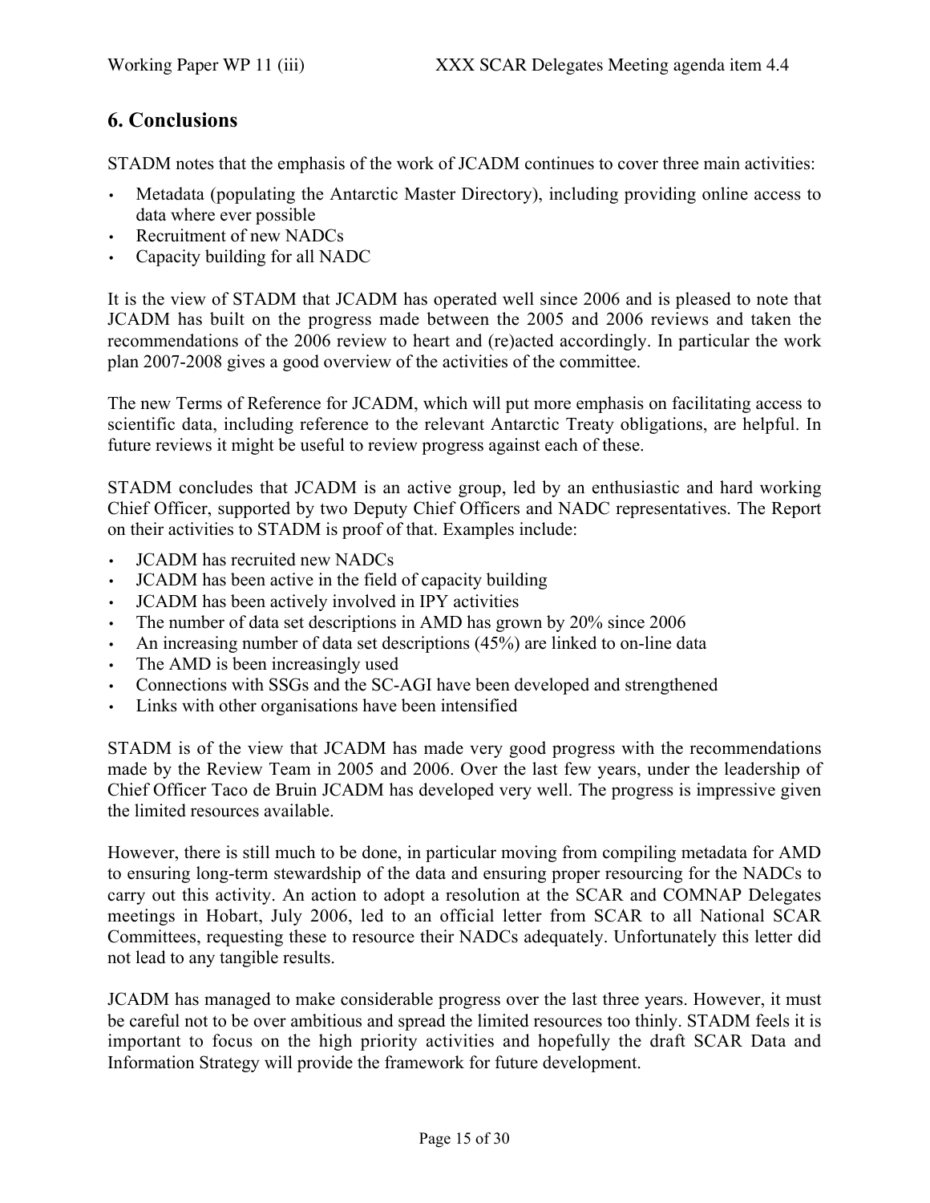## 6. Conclusions

STADM notes that the emphasis of the work of JCADM continues to cover three main activities:

- Metadata (populating the Antarctic Master Directory), including providing online access to data where ever possible
- Recruitment of new NADCs
- Capacity building for all NADC

It is the view of STADM that JCADM has operated well since 2006 and is pleased to note that JCADM has built on the progress made between the 2005 and 2006 reviews and taken the recommendations of the 2006 review to heart and (re)acted accordingly. In particular the work plan 2007-2008 gives a good overview of the activities of the committee.

The new Terms of Reference for JCADM, which will put more emphasis on facilitating access to scientific data, including reference to the relevant Antarctic Treaty obligations, are helpful. In future reviews it might be useful to review progress against each of these.

STADM concludes that JCADM is an active group, led by an enthusiastic and hard working Chief Officer, supported by two Deputy Chief Officers and NADC representatives. The Report on their activities to STADM is proof of that. Examples include:

- JCADM has recruited new NADCs
- JCADM has been active in the field of capacity building
- JCADM has been actively involved in IPY activities
- The number of data set descriptions in AMD has grown by 20% since 2006
- An increasing number of data set descriptions (45%) are linked to on-line data
- The AMD is been increasingly used
- Connections with SSGs and the SC-AGI have been developed and strengthened
- Links with other organisations have been intensified

STADM is of the view that JCADM has made very good progress with the recommendations made by the Review Team in 2005 and 2006. Over the last few years, under the leadership of Chief Officer Taco de Bruin JCADM has developed very well. The progress is impressive given the limited resources available.

However, there is still much to be done, in particular moving from compiling metadata for AMD to ensuring long-term stewardship of the data and ensuring proper resourcing for the NADCs to carry out this activity. An action to adopt a resolution at the SCAR and COMNAP Delegates meetings in Hobart, July 2006, led to an official letter from SCAR to all National SCAR Committees, requesting these to resource their NADCs adequately. Unfortunately this letter did not lead to any tangible results.

JCADM has managed to make considerable progress over the last three years. However, it must be careful not to be over ambitious and spread the limited resources too thinly. STADM feels it is important to focus on the high priority activities and hopefully the draft SCAR Data and Information Strategy will provide the framework for future development.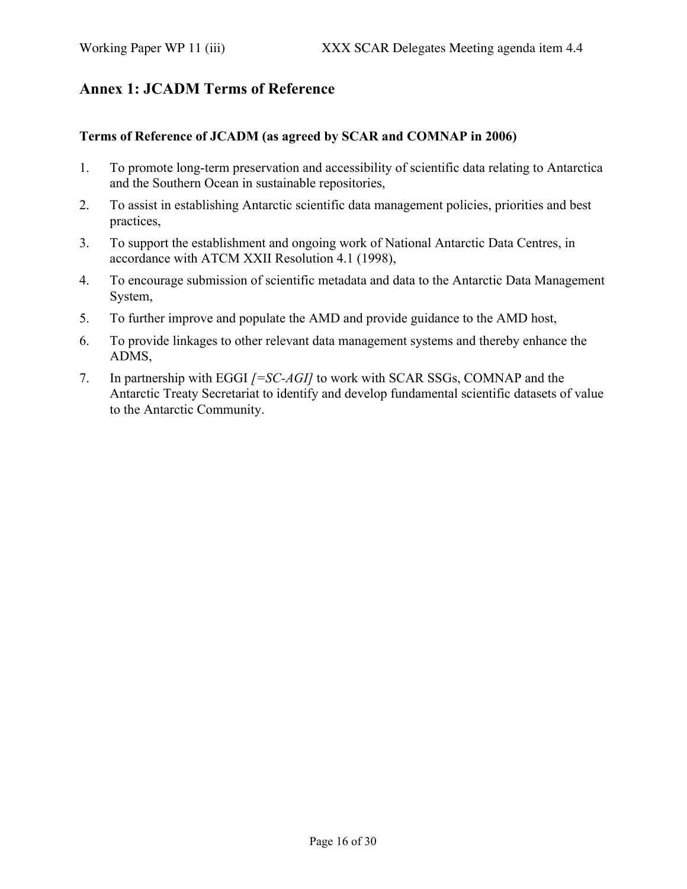## Annex 1: JCADM Terms of Reference

**Terms of Reference of JCADM (as agreed by SCAR and COMNAP in 2006)**

1. To promote long-term preservation and accessibility of scientific data relating to Antarctica and the Southern Ocean in sustainable repositories,
2. To assist in establishing Antarctic scientific data management policies, priorities and best practices,
3. To support the establishment and ongoing work of National Antarctic Data Centres, in accordance with ATCM XXII Resolution 4.1 (1998),
4. To encourage submission of scientific metadata and data to the Antarctic Data Management System,
5. To further improve and populate the AMD and provide guidance to the AMD host,
6. To provide linkages to other relevant data management systems and thereby enhance the ADMS,
7. In partnership with EGGI *[=SC-AGI]* to work with SCAR SSGs, COMNAP and the Antarctic Treaty Secretariat to identify and develop fundamental scientific datasets of value to the Antarctic Community.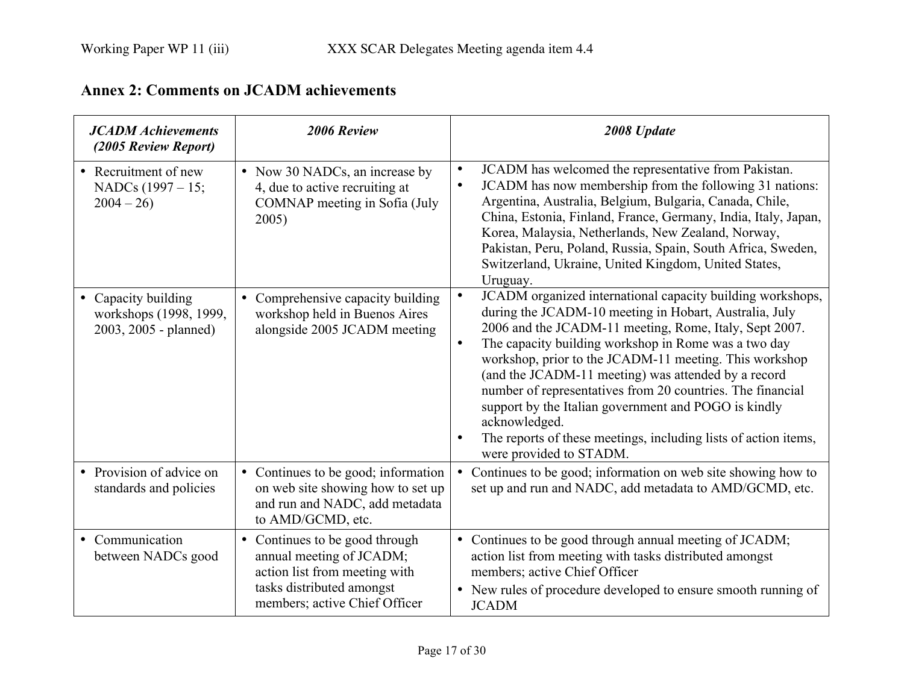## Annex 2: Comments on JCADM achievements

| *JCADM Achievements (2005 Review Report)* | *2006 Review* | *2008 Update* |
|---|---|---|
| • Recruitment of new NADCs (1997 – 15; 2004 – 26) | • Now 30 NADCs, an increase by 4, due to active recruiting at COMNAP meeting in Sofia (July 2005) | • JCADM has welcomed the representative from Pakistan.<br>• JCADM has now membership from the following 31 nations: Argentina, Australia, Belgium, Bulgaria, Canada, Chile, China, Estonia, Finland, France, Germany, India, Italy, Japan, Korea, Malaysia, Netherlands, New Zealand, Norway, Pakistan, Peru, Poland, Russia, Spain, South Africa, Sweden, Switzerland, Ukraine, United Kingdom, United States, Uruguay. |
| • Capacity building workshops (1998, 1999, 2003, 2005 - planned) | • Comprehensive capacity building workshop held in Buenos Aires alongside 2005 JCADM meeting | • JCADM organized international capacity building workshops, during the JCADM-10 meeting in Hobart, Australia, July 2006 and the JCADM-11 meeting, Rome, Italy, Sept 2007.<br>• The capacity building workshop in Rome was a two day workshop, prior to the JCADM-11 meeting. This workshop (and the JCADM-11 meeting) was attended by a record number of representatives from 20 countries. The financial support by the Italian government and POGO is kindly acknowledged.<br>• The reports of these meetings, including lists of action items, were provided to STADM. |
| • Provision of advice on standards and policies | • Continues to be good; information on web site showing how to set up and run and NADC, add metadata to AMD/GCMD, etc. | • Continues to be good; information on web site showing how to set up and run and NADC, add metadata to AMD/GCMD, etc. |
| • Communication between NADCs good | • Continues to be good through annual meeting of JCADM; action list from meeting with tasks distributed amongst members; active Chief Officer | • Continues to be good through annual meeting of JCADM; action list from meeting with tasks distributed amongst members; active Chief Officer<br>• New rules of procedure developed to ensure smooth running of JCADM |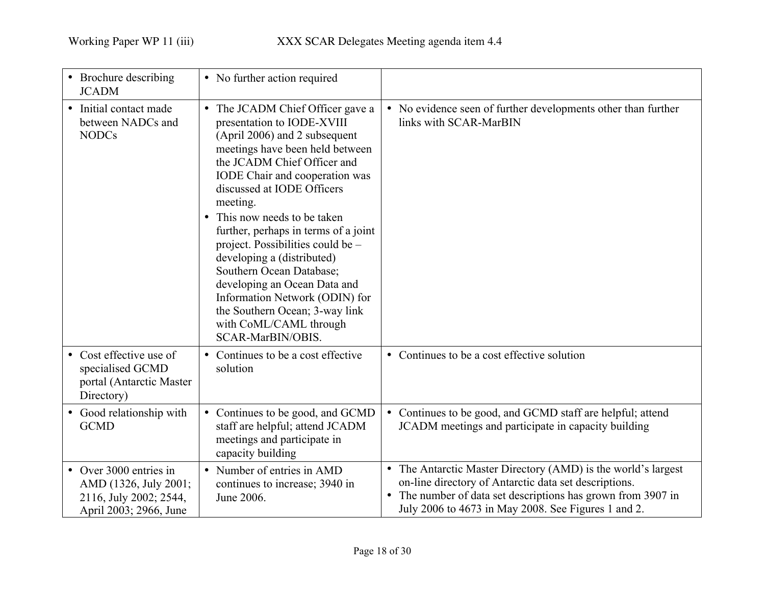| | | |
|---|---|---|
| • Brochure describing JCADM | • No further action required | |
| • Initial contact made between NADCs and NODCs | • The JCADM Chief Officer gave a presentation to IODE-XVIII (April 2006) and 2 subsequent meetings have been held between the JCADM Chief Officer and IODE Chair and cooperation was discussed at IODE Officers meeting.<br>• This now needs to be taken further, perhaps in terms of a joint project. Possibilities could be – developing a (distributed) Southern Ocean Database; developing an Ocean Data and Information Network (ODIN) for the Southern Ocean; 3-way link with CoML/CAML through SCAR-MarBIN/OBIS. | • No evidence seen of further developments other than further links with SCAR-MarBIN |
| • Cost effective use of specialised GCMD portal (Antarctic Master Directory) | • Continues to be a cost effective solution | • Continues to be a cost effective solution |
| • Good relationship with GCMD | • Continues to be good, and GCMD staff are helpful; attend JCADM meetings and participate in capacity building | • Continues to be good, and GCMD staff are helpful; attend JCADM meetings and participate in capacity building |
| • Over 3000 entries in AMD (1326, July 2001; 2116, July 2002; 2544, April 2003; 2966, June | • Number of entries in AMD continues to increase; 3940 in June 2006. | • The Antarctic Master Directory (AMD) is the world's largest on-line directory of Antarctic data set descriptions.<br>• The number of data set descriptions has grown from 3907 in July 2006 to 4673 in May 2008. See Figures 1 and 2. |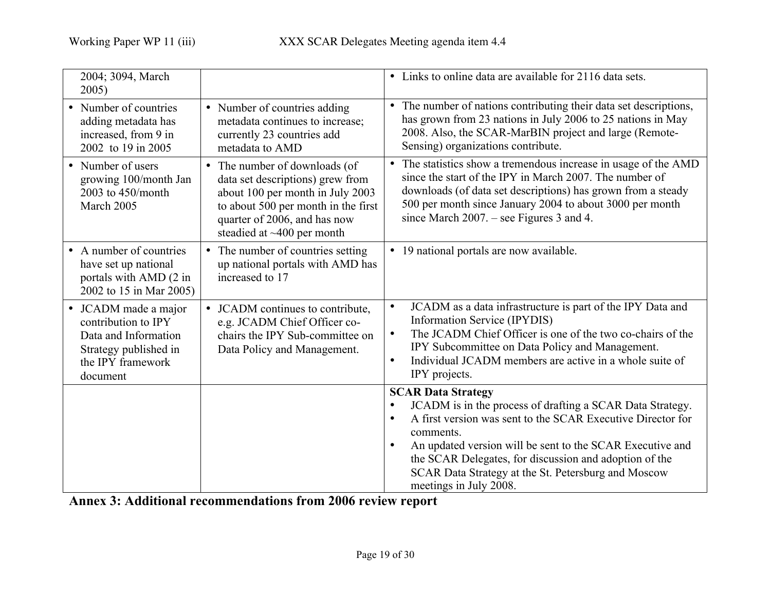| | | |
|---|---|---|
| 2004; 3094, March 2005) | | • Links to online data are available for 2116 data sets. |
| • Number of countries adding metadata has increased, from 9 in 2002 to 19 in 2005 | • Number of countries adding metadata continues to increase; currently 23 countries add metadata to AMD | • The number of nations contributing their data set descriptions, has grown from 23 nations in July 2006 to 25 nations in May 2008. Also, the SCAR-MarBIN project and large (Remote-Sensing) organizations contribute. |
| • Number of users growing 100/month Jan 2003 to 450/month March 2005 | • The number of downloads (of data set descriptions) grew from about 100 per month in July 2003 to about 500 per month in the first quarter of 2006, and has now steadied at ~400 per month | • The statistics show a tremendous increase in usage of the AMD since the start of the IPY in March 2007. The number of downloads (of data set descriptions) has grown from a steady 500 per month since January 2004 to about 3000 per month since March 2007. – see Figures 3 and 4. |
| • A number of countries have set up national portals with AMD (2 in 2002 to 15 in Mar 2005) | • The number of countries setting up national portals with AMD has increased to 17 | • 19 national portals are now available. |
| • JCADM made a major contribution to IPY Data and Information Strategy published in the IPY framework document | • JCADM continues to contribute, e.g. JCADM Chief Officer co-chairs the IPY Sub-committee on Data Policy and Management. | • JCADM as a data infrastructure is part of the IPY Data and Information Service (IPYDIS)<br>• The JCADM Chief Officer is one of the two co-chairs of the IPY Subcommittee on Data Policy and Management.<br>• Individual JCADM members are active in a whole suite of IPY projects. |
| | | **SCAR Data Strategy**<br>• JCADM is in the process of drafting a SCAR Data Strategy.<br>• A first version was sent to the SCAR Executive Director for comments.<br>• An updated version will be sent to the SCAR Executive and the SCAR Delegates, for discussion and adoption of the SCAR Data Strategy at the St. Petersburg and Moscow meetings in July 2008. |

## Annex 3: Additional recommendations from 2006 review report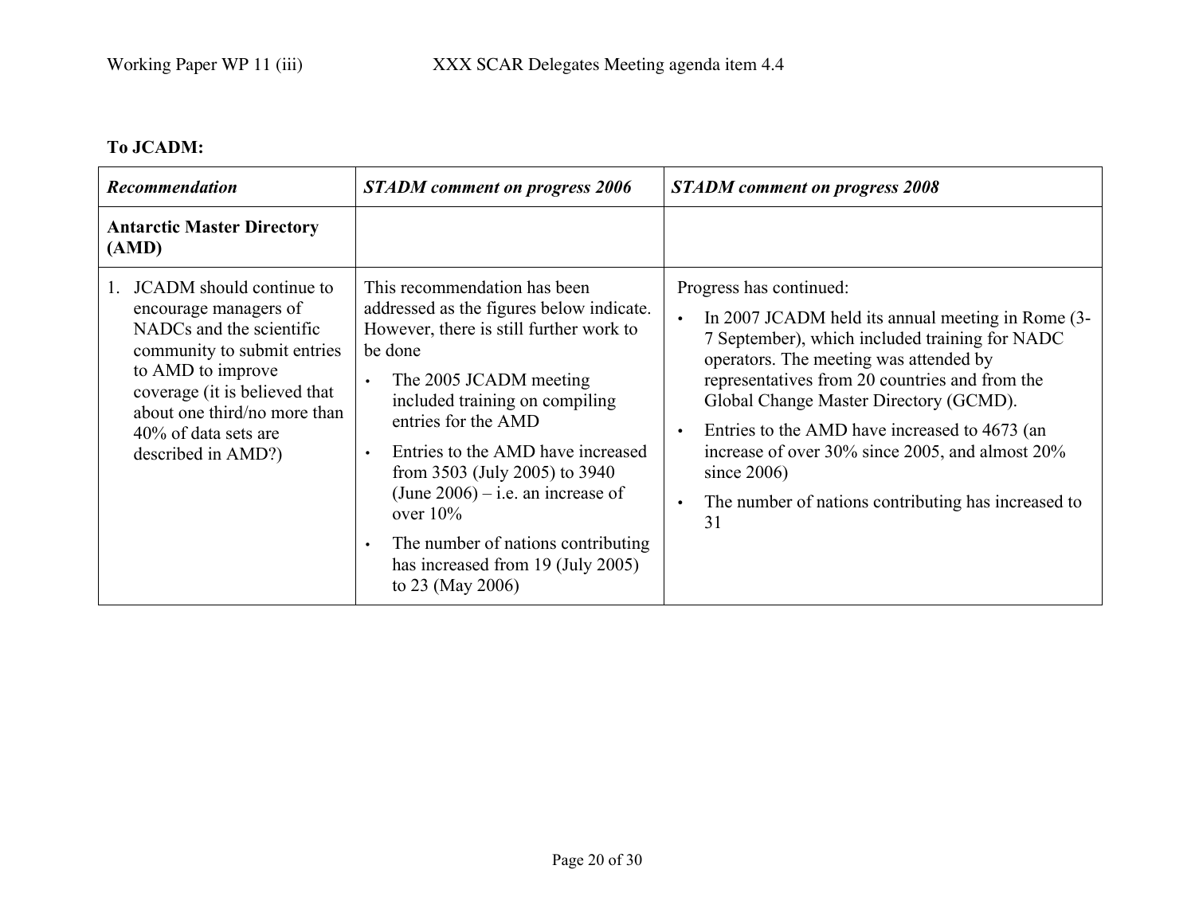**To JCADM:**

| *Recommendation* | *STADM comment on progress 2006* | *STADM comment on progress 2008* |
|---|---|---|
| **Antarctic Master Directory (AMD)** | | |
| 1. JCADM should continue to encourage managers of NADCs and the scientific community to submit entries to AMD to improve coverage (it is believed that about one third/no more than 40% of data sets are described in AMD?) | This recommendation has been addressed as the figures below indicate. However, there is still further work to be done<br>• The 2005 JCADM meeting included training on compiling entries for the AMD<br>• Entries to the AMD have increased from 3503 (July 2005) to 3940 (June 2006) – i.e. an increase of over 10%<br>• The number of nations contributing has increased from 19 (July 2005) to 23 (May 2006) | Progress has continued:<br>• In 2007 JCADM held its annual meeting in Rome (3-7 September), which included training for NADC operators. The meeting was attended by representatives from 20 countries and from the Global Change Master Directory (GCMD).<br>• Entries to the AMD have increased to 4673 (an increase of over 30% since 2005, and almost 20% since 2006)<br>• The number of nations contributing has increased to 31 |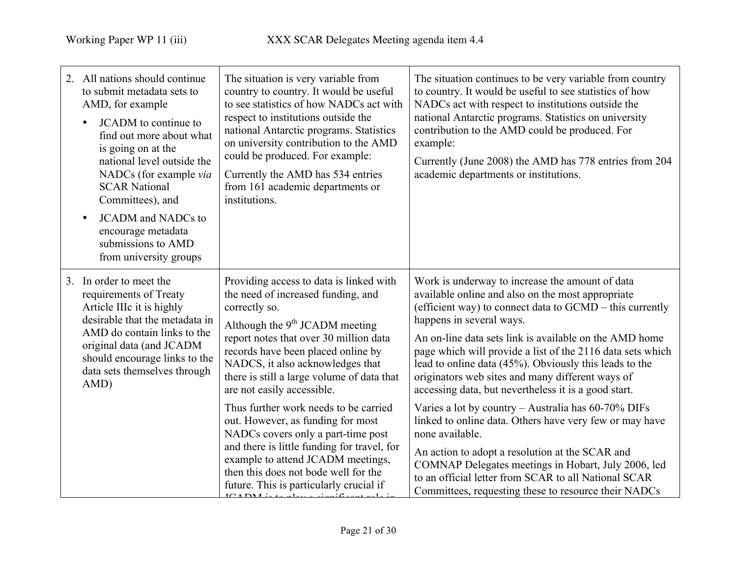| | | |
|---|---|---|
| 2. All nations should continue to submit metadata sets to AMD, for example<br>• JCADM to continue to find out more about what is going on at the national level outside the NADCs (for example *via* SCAR National Committees), and<br>• JCADM and NADCs to encourage metadata submissions to AMD from university groups | The situation is very variable from country to country. It would be useful to see statistics of how NADCs act with respect to institutions outside the national Antarctic programs. Statistics on university contribution to the AMD could be produced. For example:<br>Currently the AMD has 534 entries from 161 academic departments or institutions. | The situation continues to be very variable from country to country. It would be useful to see statistics of how NADCs act with respect to institutions outside the national Antarctic programs. Statistics on university contribution to the AMD could be produced. For example:<br>Currently (June 2008) the AMD has 778 entries from 204 academic departments or institutions. |
| 3. In order to meet the requirements of Treaty Article IIIc it is highly desirable that the metadata in AMD do contain links to the original data (and JCADM should encourage links to the data sets themselves through AMD) | Providing access to data is linked with the need of increased funding, and correctly so.<br>Although the 9th JCADM meeting report notes that over 30 million data records have been placed online by NADCS, it also acknowledges that there is still a large volume of data that are not easily accessible.<br>Thus further work needs to be carried out. However, as funding for most NADCs covers only a part-time post and there is little funding for travel, for example to attend JCADM meetings, then this does not bode well for the future. This is particularly crucial if JCADM is to play a significant role in | Work is underway to increase the amount of data available online and also on the most appropriate (efficient way) to connect data to GCMD – this currently happens in several ways.<br>An on-line data sets link is available on the AMD home page which will provide a list of the 2116 data sets which lead to online data (45%). Obviously this leads to the originators web sites and many different ways of accessing data, but nevertheless it is a good start.<br>Varies a lot by country – Australia has 60-70% DIFs linked to online data. Others have very few or may have none available.<br>An action to adopt a resolution at the SCAR and COMNAP Delegates meetings in Hobart, July 2006, led to an official letter from SCAR to all National SCAR Committees, requesting these to resource their NADCs |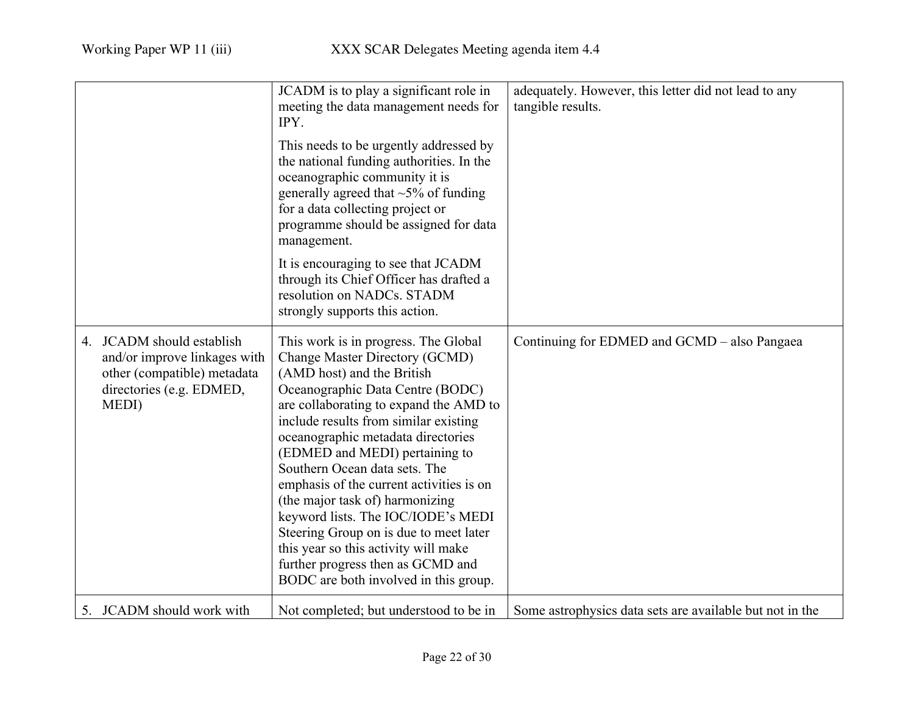| | | |
|---|---|---|
| | JCADM is to play a significant role in meeting the data management needs for IPY.<br><br>This needs to be urgently addressed by the national funding authorities. In the oceanographic community it is generally agreed that ~5% of funding for a data collecting project or programme should be assigned for data management.<br><br>It is encouraging to see that JCADM through its Chief Officer has drafted a resolution on NADCs. STADM strongly supports this action. | adequately. However, this letter did not lead to any tangible results. |
| 4. JCADM should establish and/or improve linkages with other (compatible) metadata directories (e.g. EDMED, MEDI) | This work is in progress. The Global Change Master Directory (GCMD) (AMD host) and the British Oceanographic Data Centre (BODC) are collaborating to expand the AMD to include results from similar existing oceanographic metadata directories (EDMED and MEDI) pertaining to Southern Ocean data sets. The emphasis of the current activities is on (the major task of) harmonizing keyword lists. The IOC/IODE's MEDI Steering Group on is due to meet later this year so this activity will make further progress then as GCMD and BODC are both involved in this group. | Continuing for EDMED and GCMD – also Pangaea |
| 5. JCADM should work with | Not completed; but understood to be in | Some astrophysics data sets are available but not in the |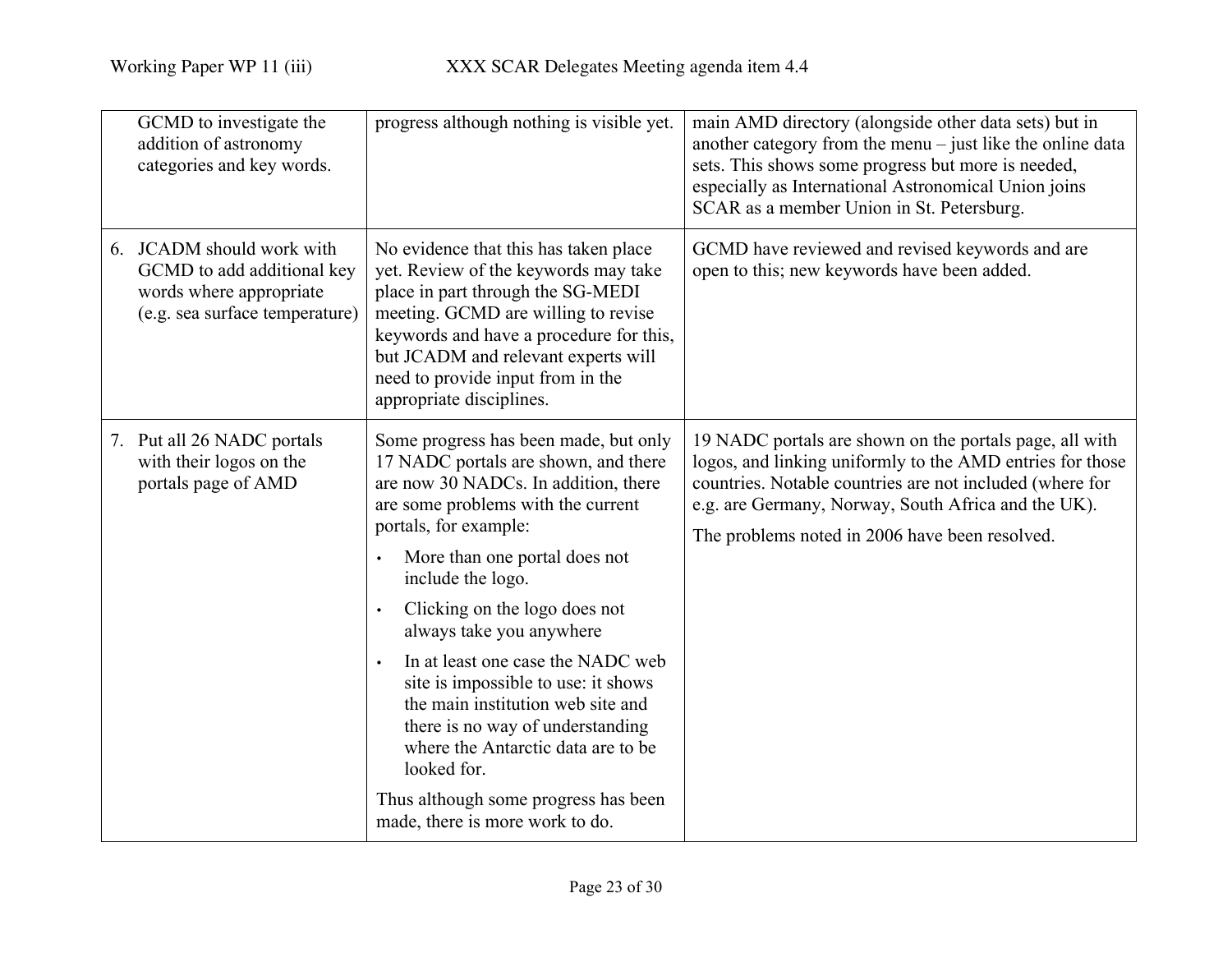| | | |
|---|---|---|
| GCMD to investigate the addition of astronomy categories and key words. | progress although nothing is visible yet. | main AMD directory (alongside other data sets) but in another category from the menu – just like the online data sets. This shows some progress but more is needed, especially as International Astronomical Union joins SCAR as a member Union in St. Petersburg. |
| 6. JCADM should work with GCMD to add additional key words where appropriate (e.g. sea surface temperature) | No evidence that this has taken place yet. Review of the keywords may take place in part through the SG-MEDI meeting. GCMD are willing to revise keywords and have a procedure for this, but JCADM and relevant experts will need to provide input from in the appropriate disciplines. | GCMD have reviewed and revised keywords and are open to this; new keywords have been added. |
| 7. Put all 26 NADC portals with their logos on the portals page of AMD | Some progress has been made, but only 17 NADC portals are shown, and there are now 30 NADCs. In addition, there are some problems with the current portals, for example:<br>• More than one portal does not include the logo.<br>• Clicking on the logo does not always take you anywhere<br>• In at least one case the NADC web site is impossible to use: it shows the main institution web site and there is no way of understanding where the Antarctic data are to be looked for.<br>Thus although some progress has been made, there is more work to do. | 19 NADC portals are shown on the portals page, all with logos, and linking uniformly to the AMD entries for those countries. Notable countries are not included (where for e.g. are Germany, Norway, South Africa and the UK).<br>The problems noted in 2006 have been resolved. |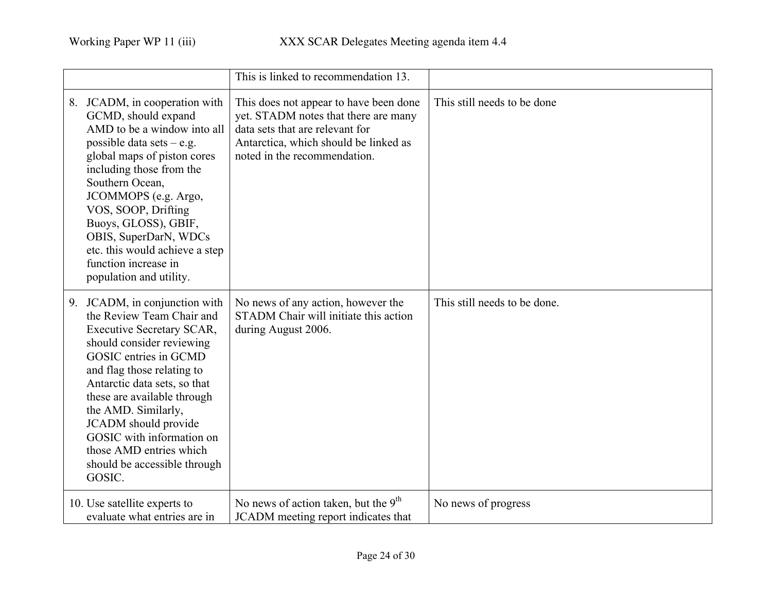| | | |
|---|---|---|
| | This is linked to recommendation 13. | |
| 8. JCADM, in cooperation with GCMD, should expand AMD to be a window into all possible data sets – e.g. global maps of piston cores including those from the Southern Ocean, JCOMMOPS (e.g. Argo, VOS, SOOP, Drifting Buoys, GLOSS), GBIF, OBIS, SuperDarN, WDCs etc. this would achieve a step function increase in population and utility. | This does not appear to have been done yet. STADM notes that there are many data sets that are relevant for Antarctica, which should be linked as noted in the recommendation. | This still needs to be done |
| 9. JCADM, in conjunction with the Review Team Chair and Executive Secretary SCAR, should consider reviewing GOSIC entries in GCMD and flag those relating to Antarctic data sets, so that these are available through the AMD. Similarly, JCADM should provide GOSIC with information on those AMD entries which should be accessible through GOSIC. | No news of any action, however the STADM Chair will initiate this action during August 2006. | This still needs to be done. |
| 10. Use satellite experts to evaluate what entries are in | No news of action taken, but the 9th JCADM meeting report indicates that | No news of progress |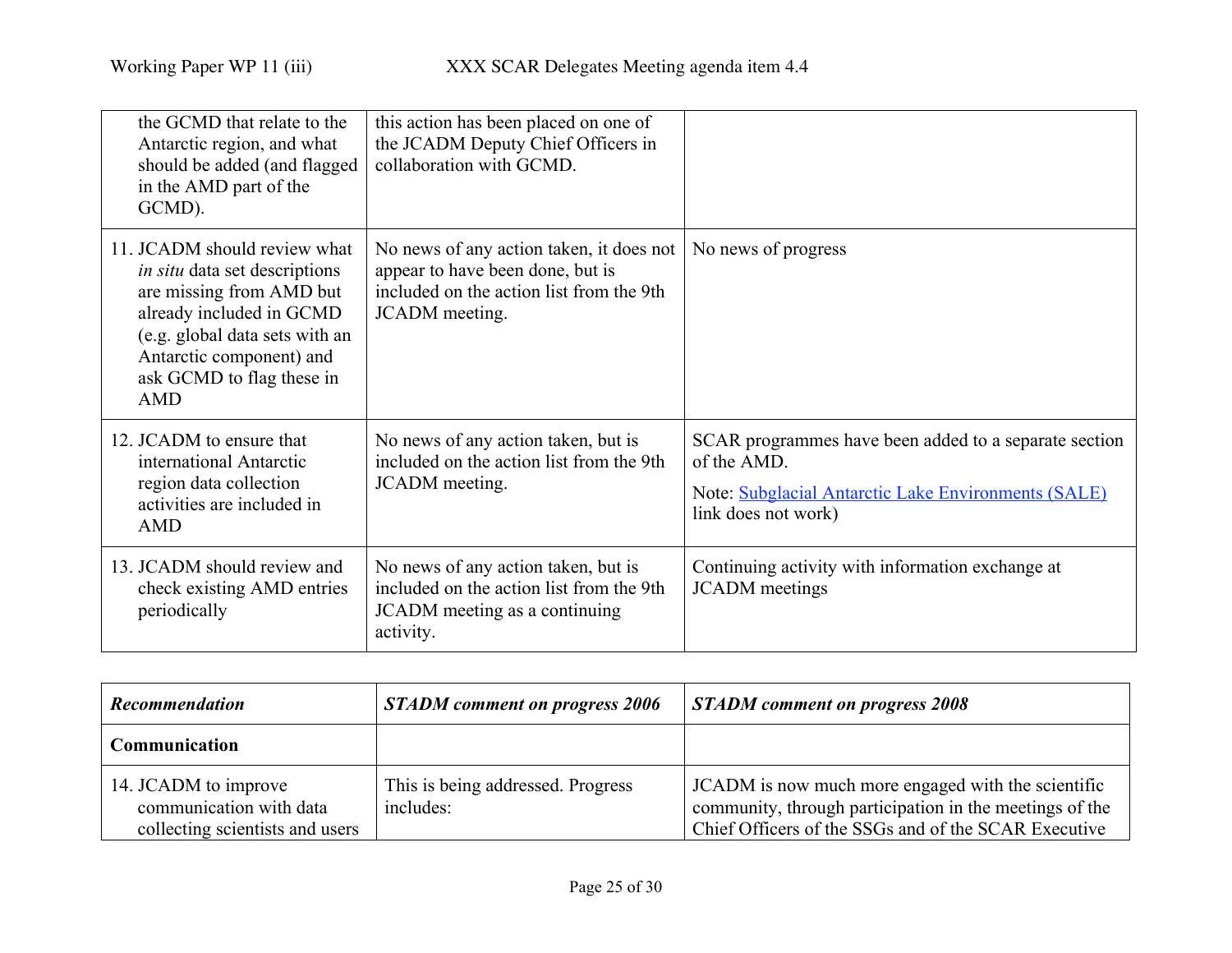| | | |
|---|---|---|
| the GCMD that relate to the Antarctic region, and what should be added (and flagged in the AMD part of the GCMD). | this action has been placed on one of the JCADM Deputy Chief Officers in collaboration with GCMD. | |
| 11. JCADM should review what *in situ* data set descriptions are missing from AMD but already included in GCMD (e.g. global data sets with an Antarctic component) and ask GCMD to flag these in AMD | No news of any action taken, it does not appear to have been done, but is included on the action list from the 9th JCADM meeting. | No news of progress |
| 12. JCADM to ensure that international Antarctic region data collection activities are included in AMD | No news of any action taken, but is included on the action list from the 9th JCADM meeting. | SCAR programmes have been added to a separate section of the AMD.<br><br>Note: Subglacial Antarctic Lake Environments (SALE) link does not work) |
| 13. JCADM should review and check existing AMD entries periodically | No news of any action taken, but is included on the action list from the 9th JCADM meeting as a continuing activity. | Continuing activity with information exchange at JCADM meetings |

| ***Recommendation*** | ***STADM comment on progress 2006*** | ***STADM comment on progress 2008*** |
|---|---|---|
| **Communication** | | |
| 14. JCADM to improve communication with data collecting scientists and users | This is being addressed. Progress includes: | JCADM is now much more engaged with the scientific community, through participation in the meetings of the Chief Officers of the SSGs and of the SCAR Executive |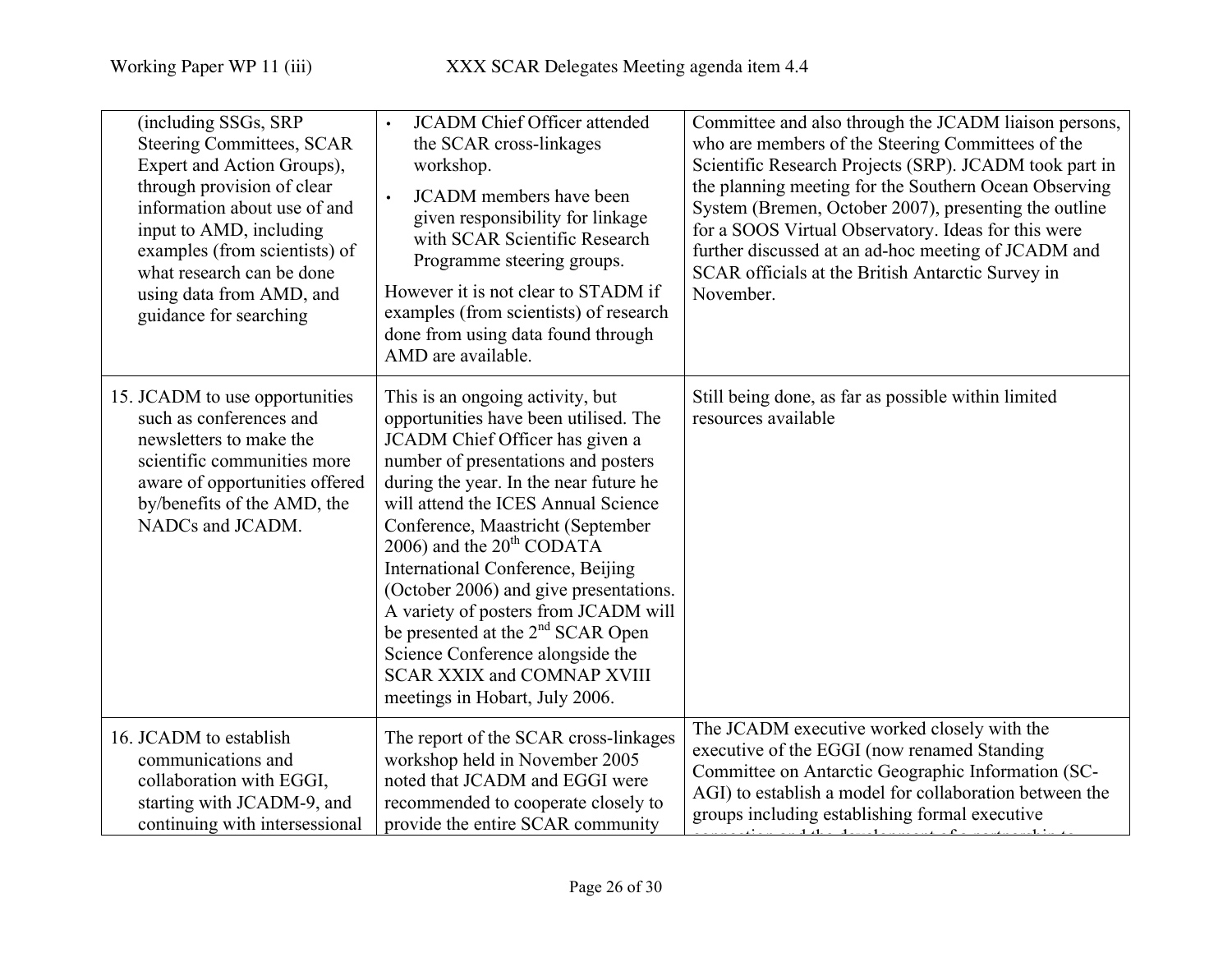| | | |
|---|---|---|
| (including SSGs, SRP Steering Committees, SCAR Expert and Action Groups), through provision of clear information about use of and input to AMD, including examples (from scientists) of what research can be done using data from AMD, and guidance for searching | • JCADM Chief Officer attended the SCAR cross-linkages workshop. <br> • JCADM members have been given responsibility for linkage with SCAR Scientific Research Programme steering groups. <br> However it is not clear to STADM if examples (from scientists) of research done from using data found through AMD are available. | Committee and also through the JCADM liaison persons, who are members of the Steering Committees of the Scientific Research Projects (SRP). JCADM took part in the planning meeting for the Southern Ocean Observing System (Bremen, October 2007), presenting the outline for a SOOS Virtual Observatory. Ideas for this were further discussed at an ad-hoc meeting of JCADM and SCAR officials at the British Antarctic Survey in November. |
| 15. JCADM to use opportunities such as conferences and newsletters to make the scientific communities more aware of opportunities offered by/benefits of the AMD, the NADCs and JCADM. | This is an ongoing activity, but opportunities have been utilised. The JCADM Chief Officer has given a number of presentations and posters during the year. In the near future he will attend the ICES Annual Science Conference, Maastricht (September 2006) and the 20th CODATA International Conference, Beijing (October 2006) and give presentations. A variety of posters from JCADM will be presented at the 2nd SCAR Open Science Conference alongside the SCAR XXIX and COMNAP XVIII meetings in Hobart, July 2006. | Still being done, as far as possible within limited resources available |
| 16. JCADM to establish communications and collaboration with EGGI, starting with JCADM-9, and continuing with intersessional | The report of the SCAR cross-linkages workshop held in November 2005 noted that JCADM and EGGI were recommended to cooperate closely to provide the entire SCAR community | The JCADM executive worked closely with the executive of the EGGI (now renamed Standing Committee on Antarctic Geographic Information (SC-AGI) to establish a model for collaboration between the groups including establishing formal executive |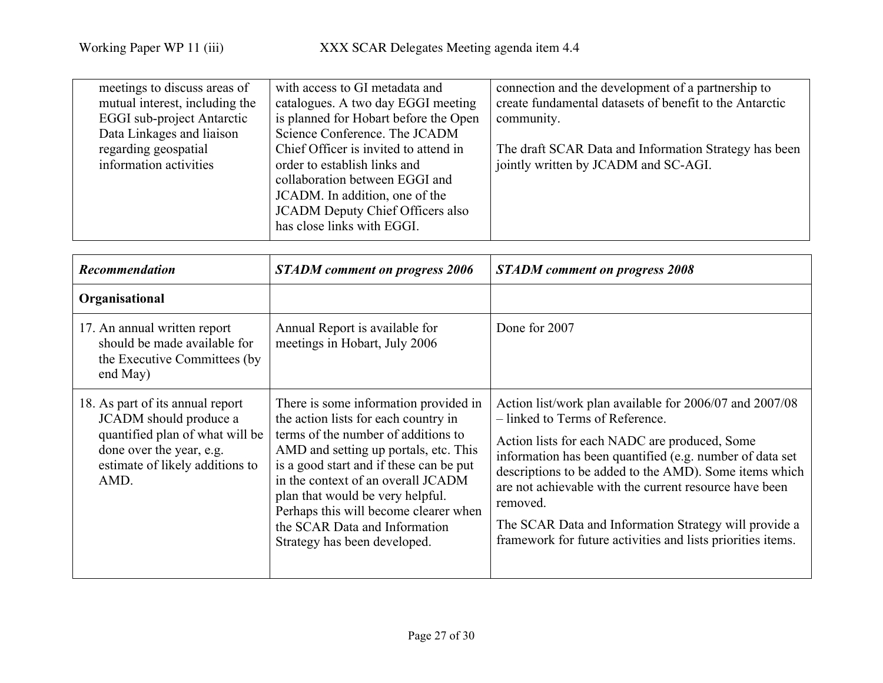| | | |
|---|---|---|
| meetings to discuss areas of mutual interest, including the EGGI sub-project Antarctic Data Linkages and liaison regarding geospatial information activities | with access to GI metadata and catalogues. A two day EGGI meeting is planned for Hobart before the Open Science Conference. The JCADM Chief Officer is invited to attend in order to establish links and collaboration between EGGI and JCADM. In addition, one of the JCADM Deputy Chief Officers also has close links with EGGI. | connection and the development of a partnership to create fundamental datasets of benefit to the Antarctic community.<br><br>The draft SCAR Data and Information Strategy has been jointly written by JCADM and SC-AGI. |

| *Recommendation* | *STADM comment on progress 2006* | *STADM comment on progress 2008* |
|---|---|---|
| **Organisational** | | |
| 17. An annual written report should be made available for the Executive Committees (by end May) | Annual Report is available for meetings in Hobart, July 2006 | Done for 2007 |
| 18. As part of its annual report JCADM should produce a quantified plan of what will be done over the year, e.g. estimate of likely additions to AMD. | There is some information provided in the action lists for each country in terms of the number of additions to AMD and setting up portals, etc. This is a good start and if these can be put in the context of an overall JCADM plan that would be very helpful. Perhaps this will become clearer when the SCAR Data and Information Strategy has been developed. | Action list/work plan available for 2006/07 and 2007/08 – linked to Terms of Reference.<br><br>Action lists for each NADC are produced, Some information has been quantified (e.g. number of data set descriptions to be added to the AMD). Some items which are not achievable with the current resource have been removed.<br><br>The SCAR Data and Information Strategy will provide a framework for future activities and lists priorities items. |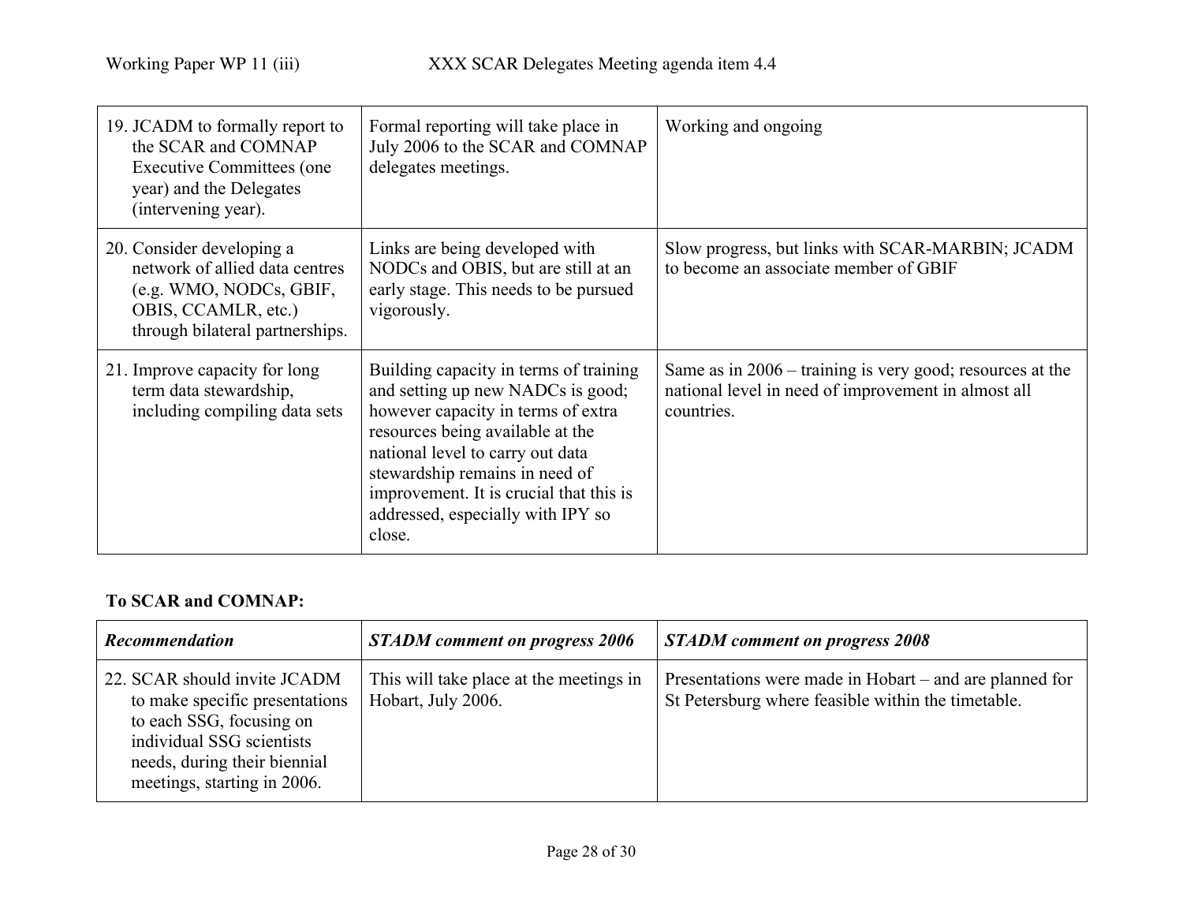| | | |
|---|---|---|
| 19. JCADM to formally report to the SCAR and COMNAP Executive Committees (one year) and the Delegates (intervening year). | Formal reporting will take place in July 2006 to the SCAR and COMNAP delegates meetings. | Working and ongoing |
| 20. Consider developing a network of allied data centres (e.g. WMO, NODCs, GBIF, OBIS, CCAMLR, etc.) through bilateral partnerships. | Links are being developed with NODCs and OBIS, but are still at an early stage. This needs to be pursued vigorously. | Slow progress, but links with SCAR-MARBIN; JCADM to become an associate member of GBIF |
| 21. Improve capacity for long term data stewardship, including compiling data sets | Building capacity in terms of training and setting up new NADCs is good; however capacity in terms of extra resources being available at the national level to carry out data stewardship remains in need of improvement. It is crucial that this is addressed, especially with IPY so close. | Same as in 2006 – training is very good; resources at the national level in need of improvement in almost all countries. |

**To SCAR and COMNAP:**

| *Recommendation* | *STADM comment on progress 2006* | *STADM comment on progress 2008* |
|---|---|---|
| 22. SCAR should invite JCADM to make specific presentations to each SSG, focusing on individual SSG scientists needs, during their biennial meetings, starting in 2006. | This will take place at the meetings in Hobart, July 2006. | Presentations were made in Hobart – and are planned for St Petersburg where feasible within the timetable. |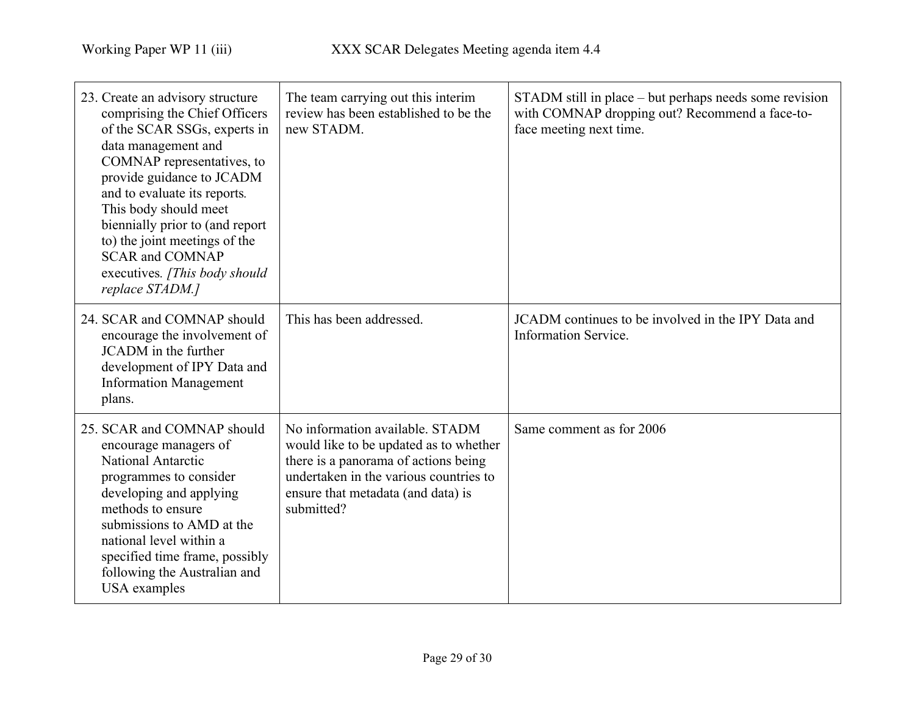| | | |
|---|---|---|
| 23. Create an advisory structure comprising the Chief Officers of the SCAR SSGs, experts in data management and COMNAP representatives, to provide guidance to JCADM and to evaluate its reports. This body should meet biennially prior to (and report to) the joint meetings of the SCAR and COMNAP executives. *[This body should replace STADM.]* | The team carrying out this interim review has been established to be the new STADM. | STADM still in place – but perhaps needs some revision with COMNAP dropping out? Recommend a face-to-face meeting next time. |
| 24. SCAR and COMNAP should encourage the involvement of JCADM in the further development of IPY Data and Information Management plans. | This has been addressed. | JCADM continues to be involved in the IPY Data and Information Service. |
| 25. SCAR and COMNAP should encourage managers of National Antarctic programmes to consider developing and applying methods to ensure submissions to AMD at the national level within a specified time frame, possibly following the Australian and USA examples | No information available. STADM would like to be updated as to whether there is a panorama of actions being undertaken in the various countries to ensure that metadata (and data) is submitted? | Same comment as for 2006 |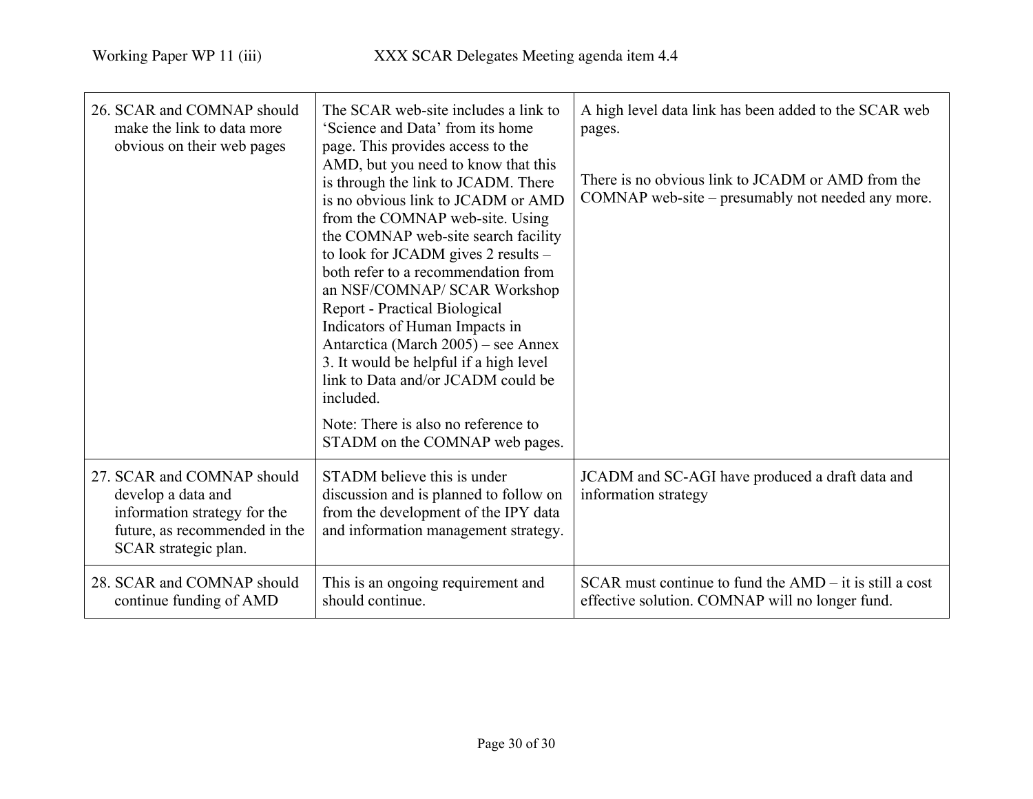| | | |
|---|---|---|
| 26. SCAR and COMNAP should make the link to data more obvious on their web pages | The SCAR web-site includes a link to 'Science and Data' from its home page. This provides access to the AMD, but you need to know that this is through the link to JCADM. There is no obvious link to JCADM or AMD from the COMNAP web-site. Using the COMNAP web-site search facility to look for JCADM gives 2 results – both refer to a recommendation from an NSF/COMNAP/ SCAR Workshop Report - Practical Biological Indicators of Human Impacts in Antarctica (March 2005) – see Annex 3. It would be helpful if a high level link to Data and/or JCADM could be included.<br><br>Note: There is also no reference to STADM on the COMNAP web pages. | A high level data link has been added to the SCAR web pages.<br><br>There is no obvious link to JCADM or AMD from the COMNAP web-site – presumably not needed any more. |
| 27. SCAR and COMNAP should develop a data and information strategy for the future, as recommended in the SCAR strategic plan. | STADM believe this is under discussion and is planned to follow on from the development of the IPY data and information management strategy. | JCADM and SC-AGI have produced a draft data and information strategy |
| 28. SCAR and COMNAP should continue funding of AMD | This is an ongoing requirement and should continue. | SCAR must continue to fund the AMD – it is still a cost effective solution. COMNAP will no longer fund. |